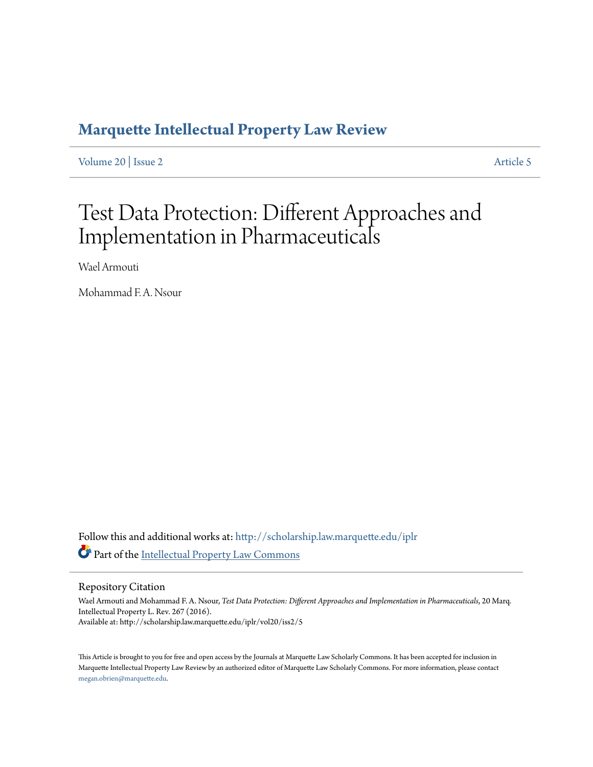# Marquette Intellectual Property Law Review

Volume 20 | Issue 2 Article 5

# Test Data Protection: Different Approaches and Implementation in Pharmaceuticals

Wael Armouti

Mohammad F. A. Nsour

Follow this and additional works at: http://scholarship.law.marquette.edu/iplr

Part of the Intellectual Property Law Commons

## Repository Citation

Wael Armouti and Mohammad F. A. Nsour, *Test Data Protection: Different Approaches and Implementation in Pharmaceuticals*, 20 Marq. Intellectual Property L. Rev. 267 (2016).
Available at: http://scholarship.law.marquette.edu/iplr/vol20/iss2/5

This Article is brought to you for free and open access by the Journals at Marquette Law Scholarly Commons. It has been accepted for inclusion in Marquette Intellectual Property Law Review by an authorized editor of Marquette Law Scholarly Commons. For more information, please contact megan.obrien@marquette.edu.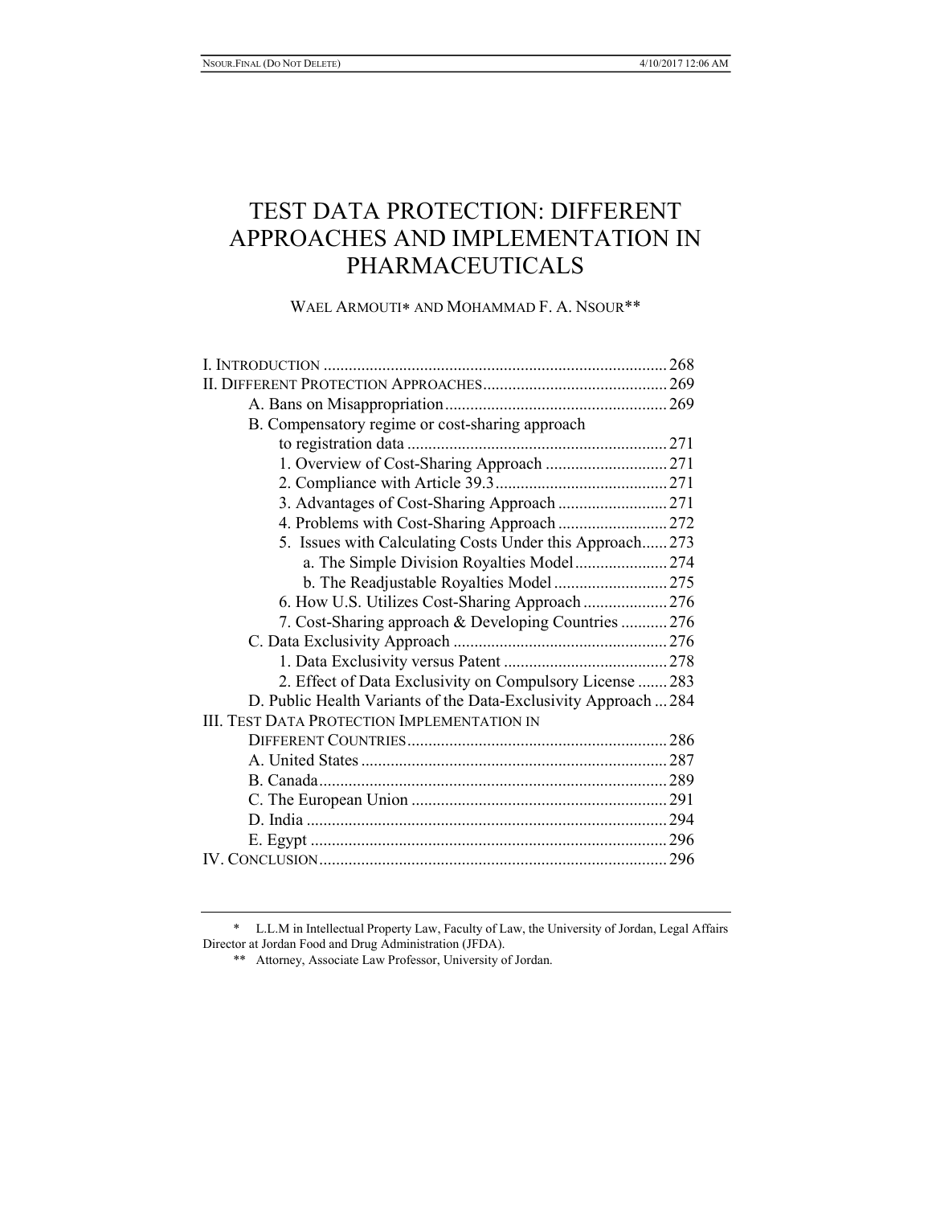# TEST DATA PROTECTION: DIFFERENT APPROACHES AND IMPLEMENTATION IN PHARMACEUTICALS

WAEL ARMOUTI* AND MOHAMMAD F. A. NSOUR**

I. INTRODUCTION .................................................................................. 268
II. DIFFERENT PROTECTION APPROACHES ............................................ 269
  A. Bans on Misappropriation ..................................................... 269
  B. Compensatory regime or cost-sharing approach to registration data ........................................................... 271
    1. Overview of Cost-Sharing Approach ............................. 271
    2. Compliance with Article 39.3 ......................................... 271
    3. Advantages of Cost-Sharing Approach .......................... 271
    4. Problems with Cost-Sharing Approach .......................... 272
    5. Issues with Calculating Costs Under this Approach ...... 273
      a. The Simple Division Royalties Model ...................... 274
      b. The Readjustable Royalties Model ........................... 275
    6. How U.S. Utilizes Cost-Sharing Approach .................... 276
    7. Cost-Sharing approach & Developing Countries ........... 276
  C. Data Exclusivity Approach .................................................. 276
    1. Data Exclusivity versus Patent ....................................... 278
    2. Effect of Data Exclusivity on Compulsory License ....... 283
  D. Public Health Variants of the Data-Exclusivity Approach ... 284
III. TEST DATA PROTECTION IMPLEMENTATION IN DIFFERENT COUNTRIES ............................................................. 286
  A. United States ......................................................................... 287
  B. Canada ................................................................................... 289
  C. The European Union ............................................................ 291
  D. India ..................................................................................... 294
  E. Egypt .................................................................................... 296
IV. CONCLUSION .................................................................................. 296

---

\* L.L.M in Intellectual Property Law, Faculty of Law, the University of Jordan, Legal Affairs Director at Jordan Food and Drug Administration (JFDA).

\*\* Attorney, Associate Law Professor, University of Jordan.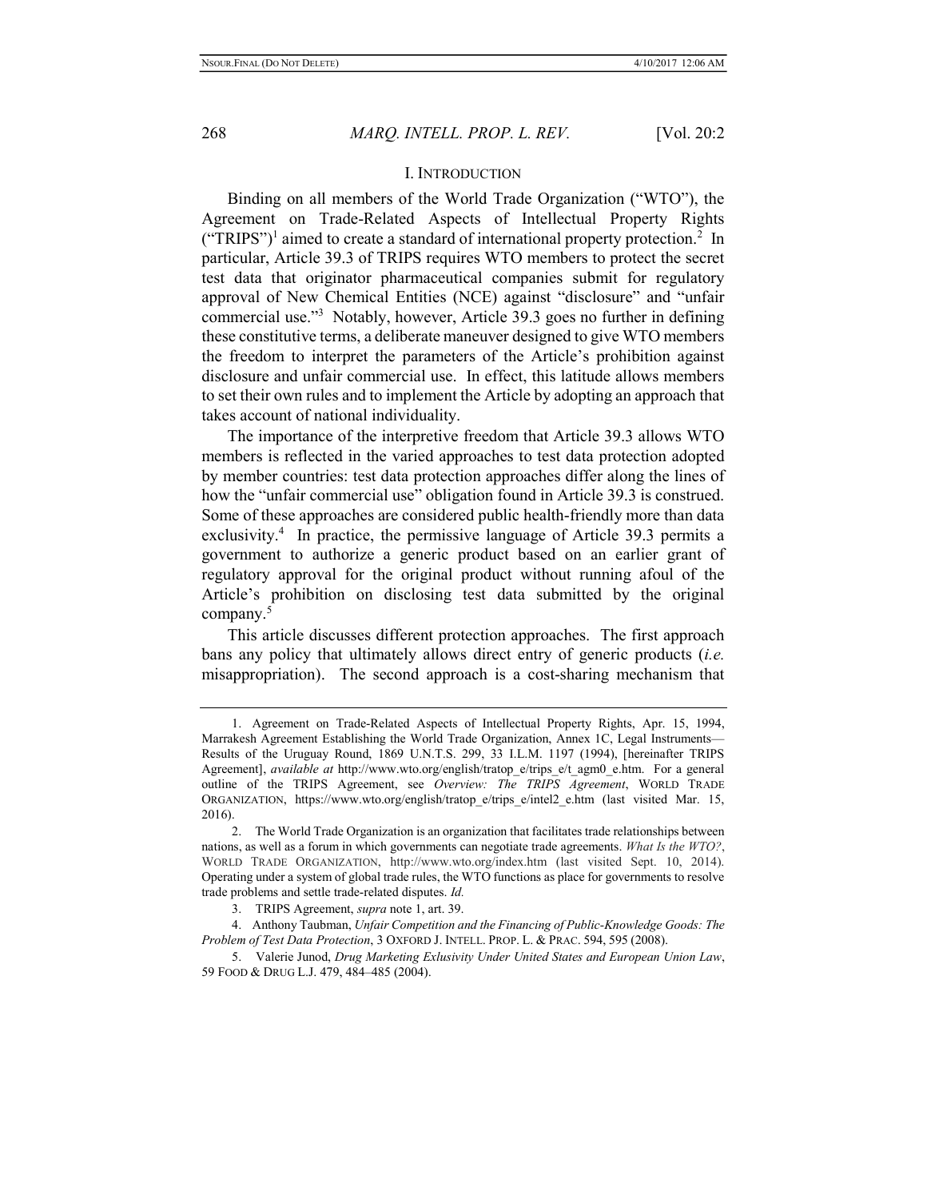## I. INTRODUCTION

Binding on all members of the World Trade Organization ("WTO"), the Agreement on Trade-Related Aspects of Intellectual Property Rights ("TRIPS")[1] aimed to create a standard of international property protection.[2] In particular, Article 39.3 of TRIPS requires WTO members to protect the secret test data that originator pharmaceutical companies submit for regulatory approval of New Chemical Entities (NCE) against "disclosure" and "unfair commercial use."[3] Notably, however, Article 39.3 goes no further in defining these constitutive terms, a deliberate maneuver designed to give WTO members the freedom to interpret the parameters of the Article's prohibition against disclosure and unfair commercial use. In effect, this latitude allows members to set their own rules and to implement the Article by adopting an approach that takes account of national individuality.

The importance of the interpretive freedom that Article 39.3 allows WTO members is reflected in the varied approaches to test data protection adopted by member countries: test data protection approaches differ along the lines of how the "unfair commercial use" obligation found in Article 39.3 is construed. Some of these approaches are considered public health-friendly more than data exclusivity.[4] In practice, the permissive language of Article 39.3 permits a government to authorize a generic product based on an earlier grant of regulatory approval for the original product without running afoul of the Article's prohibition on disclosing test data submitted by the original company.[5]

This article discusses different protection approaches. The first approach bans any policy that ultimately allows direct entry of generic products (*i.e.* misappropriation). The second approach is a cost-sharing mechanism that

---

1. Agreement on Trade-Related Aspects of Intellectual Property Rights, Apr. 15, 1994, Marrakesh Agreement Establishing the World Trade Organization, Annex 1C, Legal Instruments—Results of the Uruguay Round, 1869 U.N.T.S. 299, 33 I.L.M. 1197 (1994), [hereinafter TRIPS Agreement], *available at* http://www.wto.org/english/tratop_e/trips_e/t_agm0_e.htm. For a general outline of the TRIPS Agreement, see *Overview: The TRIPS Agreement*, WORLD TRADE ORGANIZATION, https://www.wto.org/english/tratop_e/trips_e/intel2_e.htm (last visited Mar. 15, 2016).

2. The World Trade Organization is an organization that facilitates trade relationships between nations, as well as a forum in which governments can negotiate trade agreements. *What Is the WTO?*, WORLD TRADE ORGANIZATION, http://www.wto.org/index.htm (last visited Sept. 10, 2014). Operating under a system of global trade rules, the WTO functions as place for governments to resolve trade problems and settle trade-related disputes. *Id.*

3. TRIPS Agreement, *supra* note 1, art. 39.

4. Anthony Taubman, *Unfair Competition and the Financing of Public-Knowledge Goods: The Problem of Test Data Protection*, 3 OXFORD J. INTELL. PROP. L. & PRAC. 594, 595 (2008).

5. Valerie Junod, *Drug Marketing Exlusivity Under United States and European Union Law*, 59 FOOD & DRUG L.J. 479, 484–485 (2004).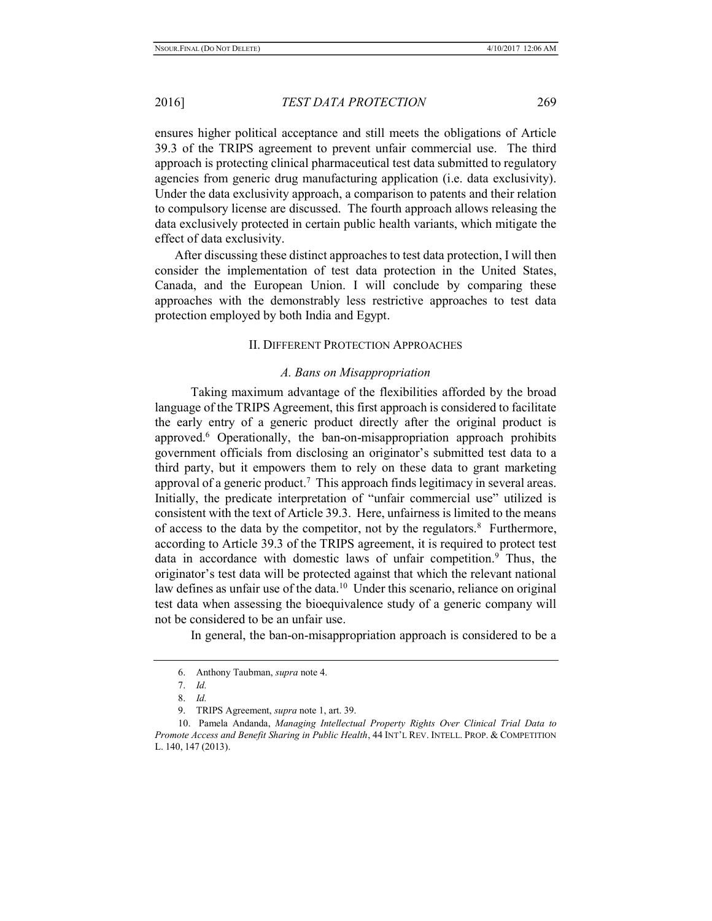ensures higher political acceptance and still meets the obligations of Article 39.3 of the TRIPS agreement to prevent unfair commercial use. The third approach is protecting clinical pharmaceutical test data submitted to regulatory agencies from generic drug manufacturing application (i.e. data exclusivity). Under the data exclusivity approach, a comparison to patents and their relation to compulsory license are discussed. The fourth approach allows releasing the data exclusively protected in certain public health variants, which mitigate the effect of data exclusivity.

After discussing these distinct approaches to test data protection, I will then consider the implementation of test data protection in the United States, Canada, and the European Union. I will conclude by comparing these approaches with the demonstrably less restrictive approaches to test data protection employed by both India and Egypt.

## II. Different Protection Approaches

### *A. Bans on Misappropriation*

Taking maximum advantage of the flexibilities afforded by the broad language of the TRIPS Agreement, this first approach is considered to facilitate the early entry of a generic product directly after the original product is approved.[6] Operationally, the ban-on-misappropriation approach prohibits government officials from disclosing an originator's submitted test data to a third party, but it empowers them to rely on these data to grant marketing approval of a generic product.[7] This approach finds legitimacy in several areas. Initially, the predicate interpretation of "unfair commercial use" utilized is consistent with the text of Article 39.3. Here, unfairness is limited to the means of access to the data by the competitor, not by the regulators.[8] Furthermore, according to Article 39.3 of the TRIPS agreement, it is required to protect test data in accordance with domestic laws of unfair competition.[9] Thus, the originator's test data will be protected against that which the relevant national law defines as unfair use of the data.[10] Under this scenario, reliance on original test data when assessing the bioequivalence study of a generic company will not be considered to be an unfair use.

In general, the ban-on-misappropriation approach is considered to be a

---

6. Anthony Taubman, *supra* note 4.

7. *Id.*

8. *Id.*

9. TRIPS Agreement, *supra* note 1, art. 39.

10. Pamela Andanda, *Managing Intellectual Property Rights Over Clinical Trial Data to Promote Access and Benefit Sharing in Public Health*, 44 INT'L REV. INTELL. PROP. & COMPETITION L. 140, 147 (2013).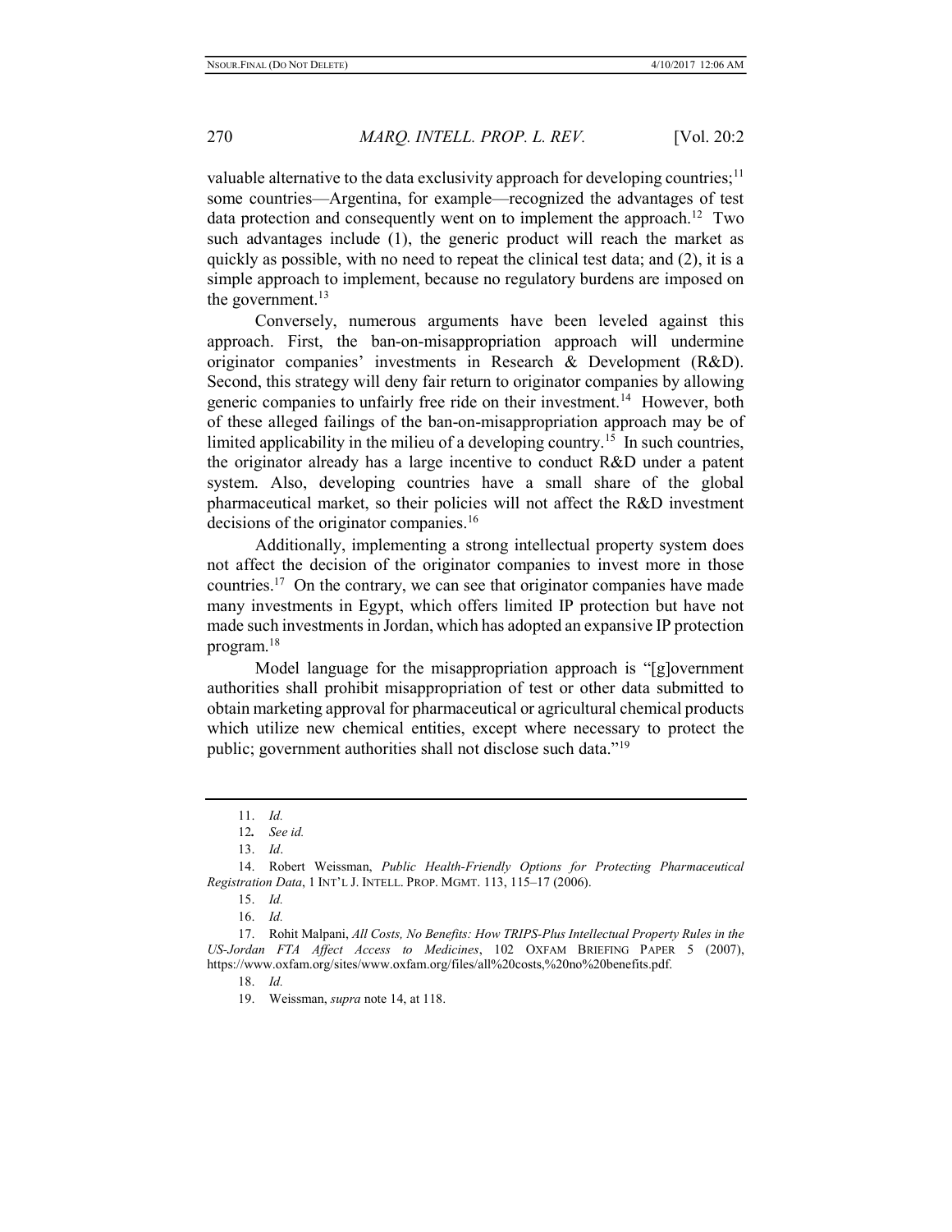valuable alternative to the data exclusivity approach for developing countries;[11] some countries—Argentina, for example—recognized the advantages of test data protection and consequently went on to implement the approach.[12] Two such advantages include (1), the generic product will reach the market as quickly as possible, with no need to repeat the clinical test data; and (2), it is a simple approach to implement, because no regulatory burdens are imposed on the government.[13]

Conversely, numerous arguments have been leveled against this approach. First, the ban-on-misappropriation approach will undermine originator companies' investments in Research & Development (R&D). Second, this strategy will deny fair return to originator companies by allowing generic companies to unfairly free ride on their investment.[14] However, both of these alleged failings of the ban-on-misappropriation approach may be of limited applicability in the milieu of a developing country.[15] In such countries, the originator already has a large incentive to conduct R&D under a patent system. Also, developing countries have a small share of the global pharmaceutical market, so their policies will not affect the R&D investment decisions of the originator companies.[16]

Additionally, implementing a strong intellectual property system does not affect the decision of the originator companies to invest more in those countries.[17] On the contrary, we can see that originator companies have made many investments in Egypt, which offers limited IP protection but have not made such investments in Jordan, which has adopted an expansive IP protection program.[18]

Model language for the misappropriation approach is "[g]overnment authorities shall prohibit misappropriation of test or other data submitted to obtain marketing approval for pharmaceutical or agricultural chemical products which utilize new chemical entities, except where necessary to protect the public; government authorities shall not disclose such data."[19]

---

11. *Id.*
12. *See id.*
13. *Id*.
14. Robert Weissman, *Public Health-Friendly Options for Protecting Pharmaceutical Registration Data*, 1 INT'L J. INTELL. PROP. MGMT. 113, 115–17 (2006).
15. *Id.*
16. *Id.*
17. Rohit Malpani, *All Costs, No Benefits: How TRIPS-Plus Intellectual Property Rules in the US-Jordan FTA Affect Access to Medicines*, 102 OXFAM BRIEFING PAPER 5 (2007), https://www.oxfam.org/sites/www.oxfam.org/files/all%20costs,%20no%20benefits.pdf.
18. *Id.*
19. Weissman, *supra* note 14, at 118.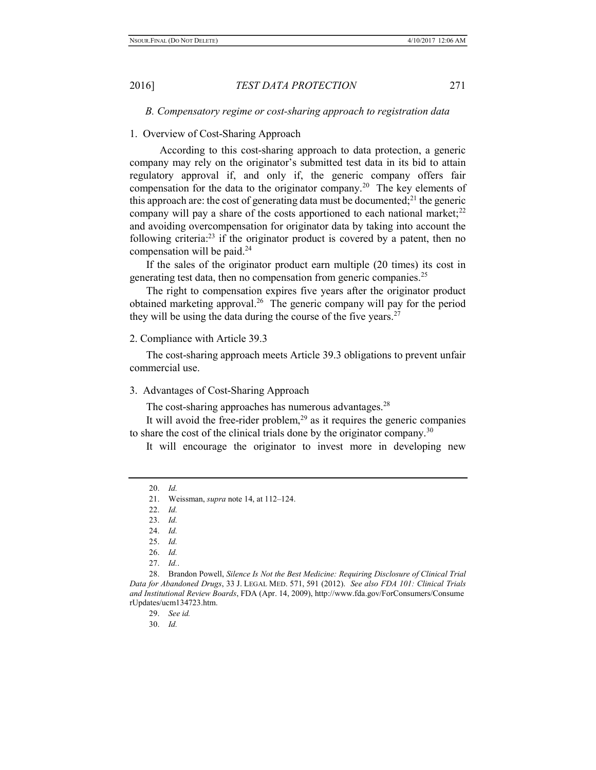### *B. Compensatory regime or cost-sharing approach to registration data*

1. Overview of Cost-Sharing Approach

According to this cost-sharing approach to data protection, a generic company may rely on the originator's submitted test data in its bid to attain regulatory approval if, and only if, the generic company offers fair compensation for the data to the originator company.[20] The key elements of this approach are: the cost of generating data must be documented;[21] the generic company will pay a share of the costs apportioned to each national market;[22] and avoiding overcompensation for originator data by taking into account the following criteria:[23] if the originator product is covered by a patent, then no compensation will be paid.[24]

If the sales of the originator product earn multiple (20 times) its cost in generating test data, then no compensation from generic companies.[25]

The right to compensation expires five years after the originator product obtained marketing approval.[26] The generic company will pay for the period they will be using the data during the course of the five years.[27]

2. Compliance with Article 39.3

The cost-sharing approach meets Article 39.3 obligations to prevent unfair commercial use.

3. Advantages of Cost-Sharing Approach

The cost-sharing approaches has numerous advantages.[28]

It will avoid the free-rider problem,[29] as it requires the generic companies to share the cost of the clinical trials done by the originator company.[30]

It will encourage the originator to invest more in developing new

---

20. *Id.*
21. Weissman, *supra* note 14, at 112–124.
22. *Id.*
23. *Id.*
24. *Id.*
25. *Id.*
26. *Id.*
27. *Id.*.
28. Brandon Powell, *Silence Is Not the Best Medicine: Requiring Disclosure of Clinical Trial Data for Abandoned Drugs*, 33 J. LEGAL MED. 571, 591 (2012). *See also FDA 101: Clinical Trials and Institutional Review Boards*, FDA (Apr. 14, 2009), http://www.fda.gov/ForConsumers/ConsumerUpdates/ucm134723.htm.
29. *See id.*
30. *Id.*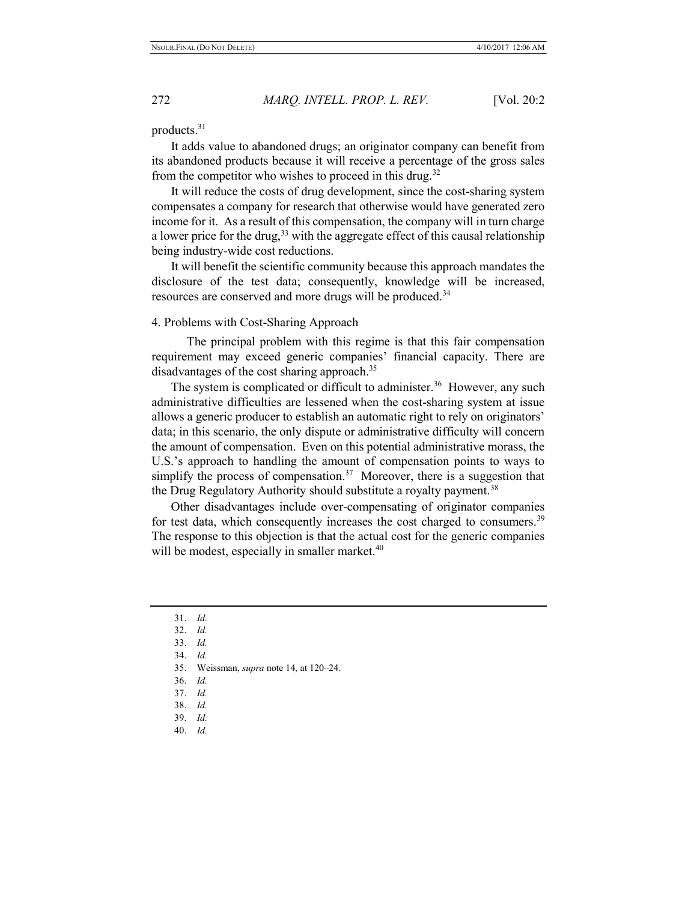products.[31]

It adds value to abandoned drugs; an originator company can benefit from its abandoned products because it will receive a percentage of the gross sales from the competitor who wishes to proceed in this drug.[32]

It will reduce the costs of drug development, since the cost-sharing system compensates a company for research that otherwise would have generated zero income for it. As a result of this compensation, the company will in turn charge a lower price for the drug,[33] with the aggregate effect of this causal relationship being industry-wide cost reductions.

It will benefit the scientific community because this approach mandates the disclosure of the test data; consequently, knowledge will be increased, resources are conserved and more drugs will be produced.[34]

4. Problems with Cost-Sharing Approach

The principal problem with this regime is that this fair compensation requirement may exceed generic companies' financial capacity. There are disadvantages of the cost sharing approach.[35]

The system is complicated or difficult to administer.[36] However, any such administrative difficulties are lessened when the cost-sharing system at issue allows a generic producer to establish an automatic right to rely on originators' data; in this scenario, the only dispute or administrative difficulty will concern the amount of compensation. Even on this potential administrative morass, the U.S.'s approach to handling the amount of compensation points to ways to simplify the process of compensation.[37] Moreover, there is a suggestion that the Drug Regulatory Authority should substitute a royalty payment.[38]

Other disadvantages include over-compensating of originator companies for test data, which consequently increases the cost charged to consumers.[39] The response to this objection is that the actual cost for the generic companies will be modest, especially in smaller market.[40]

---

31. *Id.*
32. *Id.*
33. *Id.*
34. *Id.*
35. Weissman, *supra* note 14, at 120–24.
36. *Id.*
37. *Id.*
38. *Id.*
39. *Id.*
40. *Id.*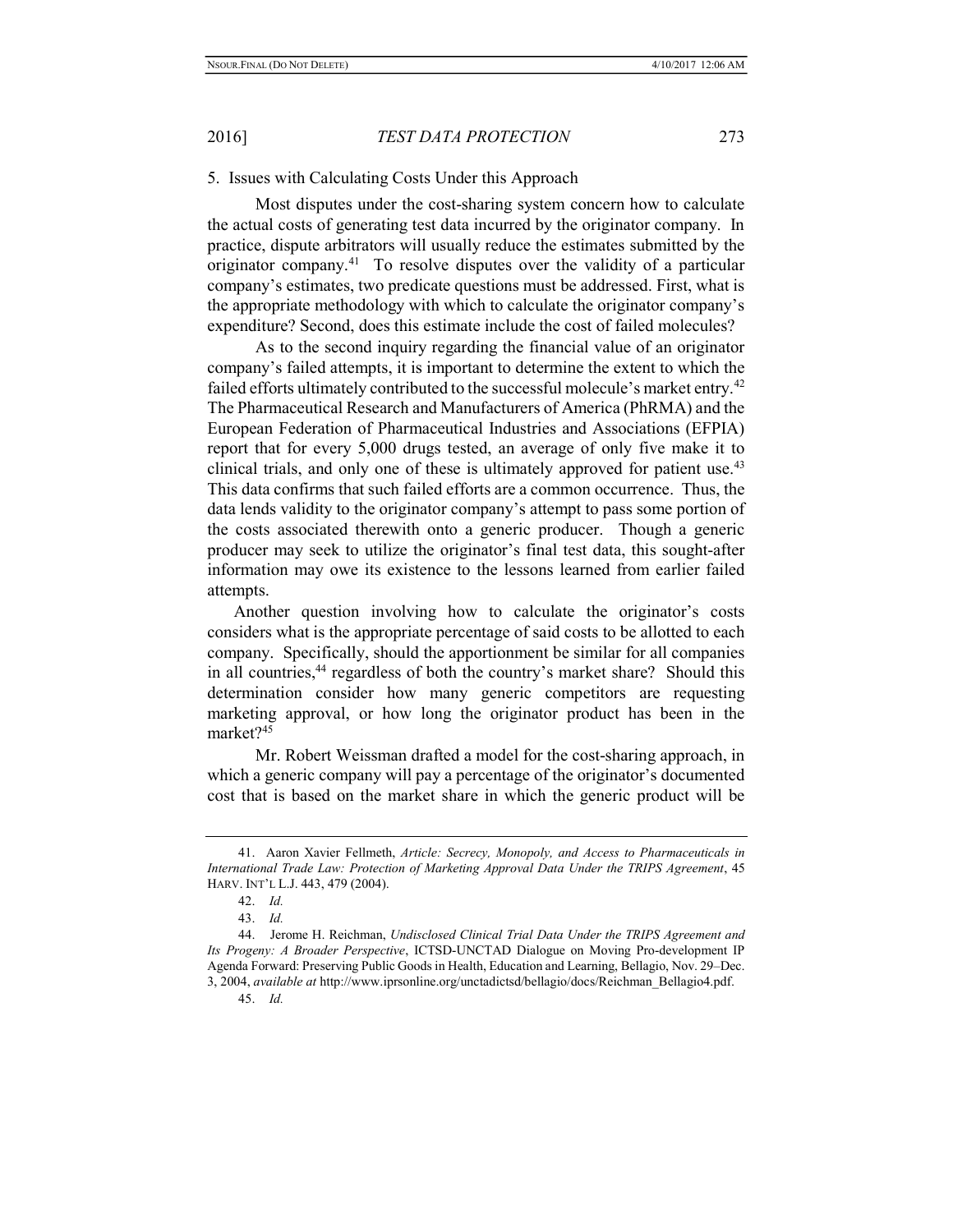5. Issues with Calculating Costs Under this Approach

Most disputes under the cost-sharing system concern how to calculate the actual costs of generating test data incurred by the originator company. In practice, dispute arbitrators will usually reduce the estimates submitted by the originator company.[41] To resolve disputes over the validity of a particular company's estimates, two predicate questions must be addressed. First, what is the appropriate methodology with which to calculate the originator company's expenditure? Second, does this estimate include the cost of failed molecules?

As to the second inquiry regarding the financial value of an originator company's failed attempts, it is important to determine the extent to which the failed efforts ultimately contributed to the successful molecule's market entry.[42] The Pharmaceutical Research and Manufacturers of America (PhRMA) and the European Federation of Pharmaceutical Industries and Associations (EFPIA) report that for every 5,000 drugs tested, an average of only five make it to clinical trials, and only one of these is ultimately approved for patient use.[43] This data confirms that such failed efforts are a common occurrence. Thus, the data lends validity to the originator company's attempt to pass some portion of the costs associated therewith onto a generic producer. Though a generic producer may seek to utilize the originator's final test data, this sought-after information may owe its existence to the lessons learned from earlier failed attempts.

Another question involving how to calculate the originator's costs considers what is the appropriate percentage of said costs to be allotted to each company. Specifically, should the apportionment be similar for all companies in all countries,[44] regardless of both the country's market share? Should this determination consider how many generic competitors are requesting marketing approval, or how long the originator product has been in the market?[45]

Mr. Robert Weissman drafted a model for the cost-sharing approach, in which a generic company will pay a percentage of the originator's documented cost that is based on the market share in which the generic product will be

---

41. Aaron Xavier Fellmeth, *Article: Secrecy, Monopoly, and Access to Pharmaceuticals in International Trade Law: Protection of Marketing Approval Data Under the TRIPS Agreement*, 45 HARV. INT'L L.J. 443, 479 (2004).

42. *Id.*

43. *Id.*

44. Jerome H. Reichman, *Undisclosed Clinical Trial Data Under the TRIPS Agreement and Its Progeny: A Broader Perspective*, ICTSD-UNCTAD Dialogue on Moving Pro-development IP Agenda Forward: Preserving Public Goods in Health, Education and Learning, Bellagio, Nov. 29–Dec. 3, 2004, *available at* http://www.iprsonline.org/unctadictsd/bellagio/docs/Reichman_Bellagio4.pdf.

45. *Id.*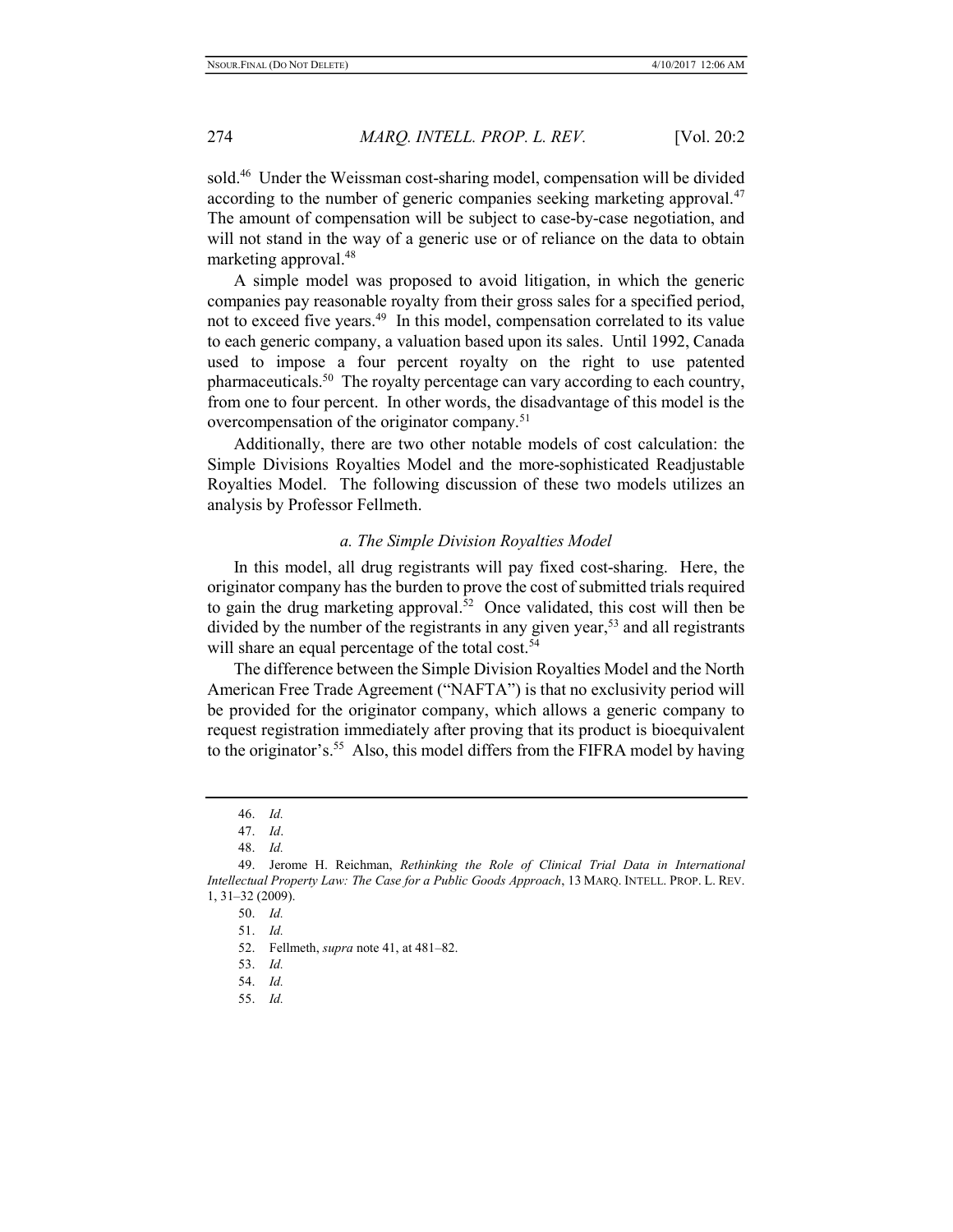sold.[46] Under the Weissman cost-sharing model, compensation will be divided according to the number of generic companies seeking marketing approval.[47] The amount of compensation will be subject to case-by-case negotiation, and will not stand in the way of a generic use or of reliance on the data to obtain marketing approval.[48]

A simple model was proposed to avoid litigation, in which the generic companies pay reasonable royalty from their gross sales for a specified period, not to exceed five years.[49] In this model, compensation correlated to its value to each generic company, a valuation based upon its sales. Until 1992, Canada used to impose a four percent royalty on the right to use patented pharmaceuticals.[50] The royalty percentage can vary according to each country, from one to four percent. In other words, the disadvantage of this model is the overcompensation of the originator company.[51]

Additionally, there are two other notable models of cost calculation: the Simple Divisions Royalties Model and the more-sophisticated Readjustable Royalties Model. The following discussion of these two models utilizes an analysis by Professor Fellmeth.

### *a. The Simple Division Royalties Model*

In this model, all drug registrants will pay fixed cost-sharing. Here, the originator company has the burden to prove the cost of submitted trials required to gain the drug marketing approval.[52] Once validated, this cost will then be divided by the number of the registrants in any given year,[53] and all registrants will share an equal percentage of the total cost.[54]

The difference between the Simple Division Royalties Model and the North American Free Trade Agreement ("NAFTA") is that no exclusivity period will be provided for the originator company, which allows a generic company to request registration immediately after proving that its product is bioequivalent to the originator's.[55] Also, this model differs from the FIFRA model by having

---

46. *Id.*

47. *Id*.

48. *Id.*

49. Jerome H. Reichman, *Rethinking the Role of Clinical Trial Data in International Intellectual Property Law: The Case for a Public Goods Approach*, 13 MARQ. INTELL. PROP. L. REV. 1, 31–32 (2009).

50. *Id.*

51. *Id.*

52. Fellmeth, *supra* note 41, at 481–82.

53. *Id.*

54. *Id.*

55. *Id.*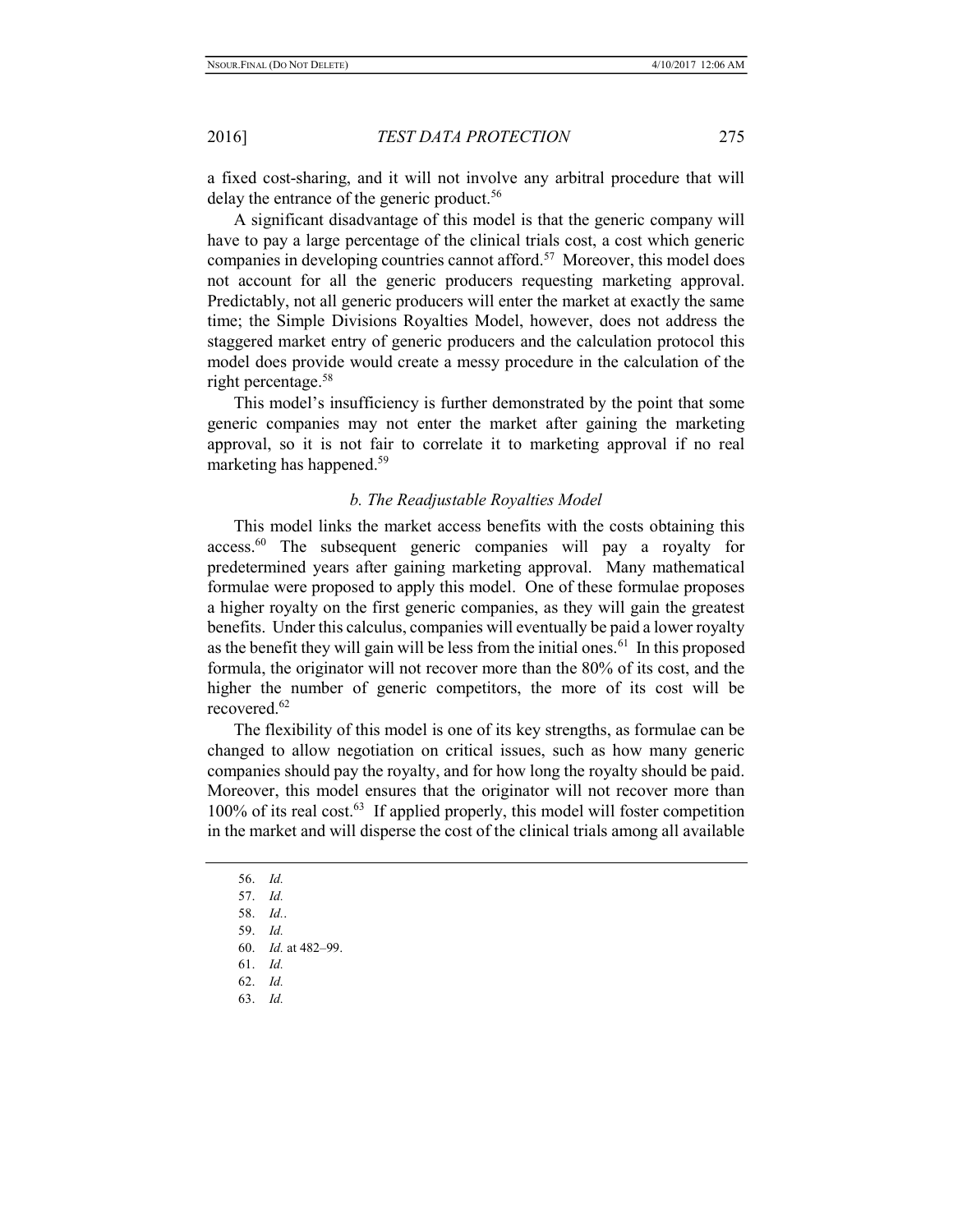a fixed cost-sharing, and it will not involve any arbitral procedure that will delay the entrance of the generic product.[56]

A significant disadvantage of this model is that the generic company will have to pay a large percentage of the clinical trials cost, a cost which generic companies in developing countries cannot afford.[57] Moreover, this model does not account for all the generic producers requesting marketing approval. Predictably, not all generic producers will enter the market at exactly the same time; the Simple Divisions Royalties Model, however, does not address the staggered market entry of generic producers and the calculation protocol this model does provide would create a messy procedure in the calculation of the right percentage.[58]

This model's insufficiency is further demonstrated by the point that some generic companies may not enter the market after gaining the marketing approval, so it is not fair to correlate it to marketing approval if no real marketing has happened.[59]

### *b. The Readjustable Royalties Model*

This model links the market access benefits with the costs obtaining this access.[60] The subsequent generic companies will pay a royalty for predetermined years after gaining marketing approval. Many mathematical formulae were proposed to apply this model. One of these formulae proposes a higher royalty on the first generic companies, as they will gain the greatest benefits. Under this calculus, companies will eventually be paid a lower royalty as the benefit they will gain will be less from the initial ones.[61] In this proposed formula, the originator will not recover more than the 80% of its cost, and the higher the number of generic competitors, the more of its cost will be recovered.[62]

The flexibility of this model is one of its key strengths, as formulae can be changed to allow negotiation on critical issues, such as how many generic companies should pay the royalty, and for how long the royalty should be paid. Moreover, this model ensures that the originator will not recover more than 100% of its real cost.[63] If applied properly, this model will foster competition in the market and will disperse the cost of the clinical trials among all available

56. *Id.*
57. *Id.*
58. *Id.*.
59. *Id.*
60. *Id.* at 482–99.
61. *Id.*
62. *Id.*
63. *Id.*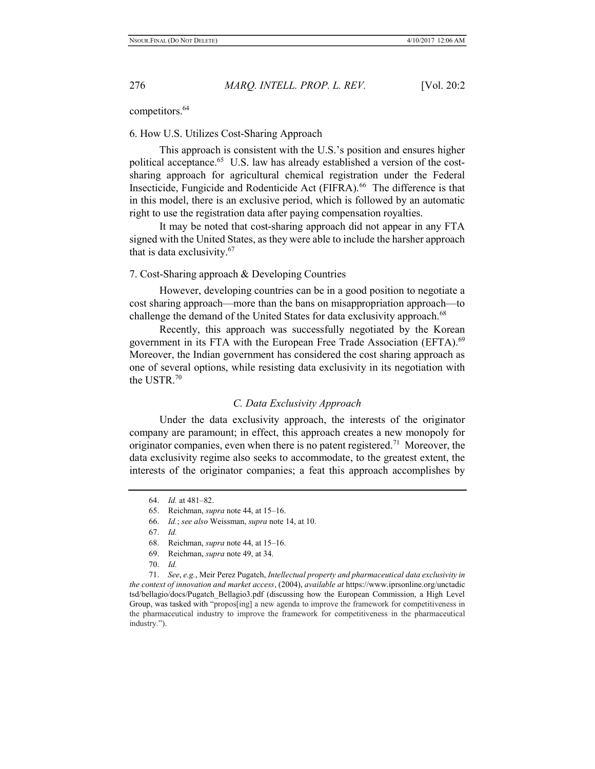competitors.[64]

### 6. How U.S. Utilizes Cost-Sharing Approach

This approach is consistent with the U.S.'s position and ensures higher political acceptance.[65] U.S. law has already established a version of the cost-sharing approach for agricultural chemical registration under the Federal Insecticide, Fungicide and Rodenticide Act (FIFRA).[66] The difference is that in this model, there is an exclusive period, which is followed by an automatic right to use the registration data after paying compensation royalties.

It may be noted that cost-sharing approach did not appear in any FTA signed with the United States, as they were able to include the harsher approach that is data exclusivity.[67]

### 7. Cost-Sharing approach & Developing Countries

However, developing countries can be in a good position to negotiate a cost sharing approach—more than the bans on misappropriation approach—to challenge the demand of the United States for data exclusivity approach.[68]

Recently, this approach was successfully negotiated by the Korean government in its FTA with the European Free Trade Association (EFTA).[69] Moreover, the Indian government has considered the cost sharing approach as one of several options, while resisting data exclusivity in its negotiation with the USTR.[70]

## *C. Data Exclusivity Approach*

Under the data exclusivity approach, the interests of the originator company are paramount; in effect, this approach creates a new monopoly for originator companies, even when there is no patent registered.[71] Moreover, the data exclusivity regime also seeks to accommodate, to the greatest extent, the interests of the originator companies; a feat this approach accomplishes by

---

64. *Id.* at 481–82.

65. Reichman, *supra* note 44, at 15–16.

66. *Id.*; *see also* Weissman, *supra* note 14, at 10.

67. *Id.*

68. Reichman, *supra* note 44, at 15–16.

69. Reichman, *supra* note 49, at 34.

70. *Id.*

71. *See*, *e.g.*, Meir Perez Pugatch, *Intellectual property and pharmaceutical data exclusivity in the context of innovation and market access*, (2004), *available at* https://www.iprsonline.org/unctadictsd/bellagio/docs/Pugatch_Bellagio3.pdf (discussing how the European Commission, a High Level Group, was tasked with "propos[ing] a new agenda to improve the framework for competitiveness in the pharmaceutical industry to improve the framework for competitiveness in the pharmaceutical industry.").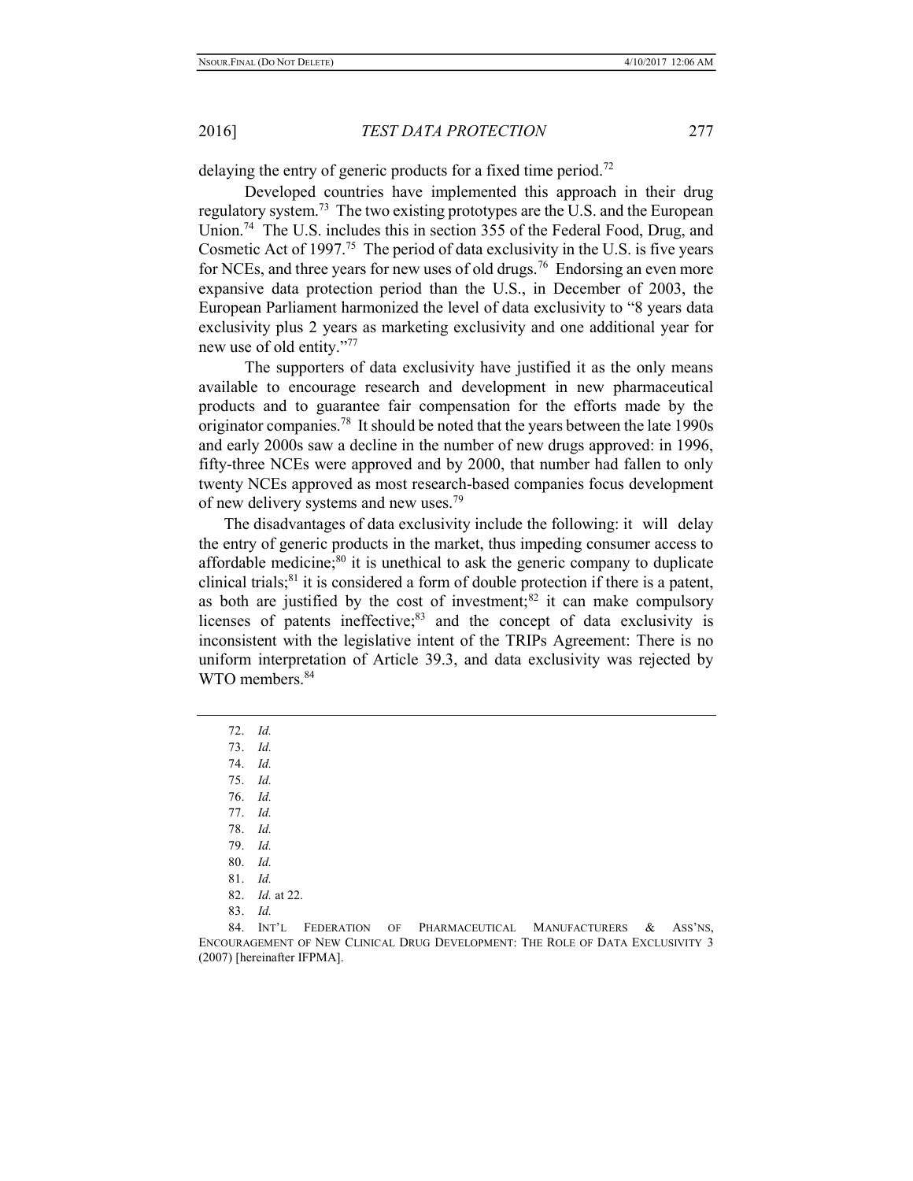delaying the entry of generic products for a fixed time period.[72]

Developed countries have implemented this approach in their drug regulatory system.[73] The two existing prototypes are the U.S. and the European Union.[74] The U.S. includes this in section 355 of the Federal Food, Drug, and Cosmetic Act of 1997.[75] The period of data exclusivity in the U.S. is five years for NCEs, and three years for new uses of old drugs.[76] Endorsing an even more expansive data protection period than the U.S., in December of 2003, the European Parliament harmonized the level of data exclusivity to "8 years data exclusivity plus 2 years as marketing exclusivity and one additional year for new use of old entity."[77]

The supporters of data exclusivity have justified it as the only means available to encourage research and development in new pharmaceutical products and to guarantee fair compensation for the efforts made by the originator companies.[78] It should be noted that the years between the late 1990s and early 2000s saw a decline in the number of new drugs approved: in 1996, fifty-three NCEs were approved and by 2000, that number had fallen to only twenty NCEs approved as most research-based companies focus development of new delivery systems and new uses.[79]

The disadvantages of data exclusivity include the following: it will delay the entry of generic products in the market, thus impeding consumer access to affordable medicine;[80] it is unethical to ask the generic company to duplicate clinical trials;[81] it is considered a form of double protection if there is a patent, as both are justified by the cost of investment;[82] it can make compulsory licenses of patents ineffective;[83] and the concept of data exclusivity is inconsistent with the legislative intent of the TRIPs Agreement: There is no uniform interpretation of Article 39.3, and data exclusivity was rejected by WTO members.[84]

---

72. *Id.*
73. *Id.*
74. *Id.*
75. *Id.*
76. *Id.*
77. *Id.*
78. *Id.*
79. *Id.*
80. *Id.*
81. *Id.*
82. *Id.* at 22.
83. *Id.*
84. INT'L FEDERATION OF PHARMACEUTICAL MANUFACTURERS & ASS'NS, ENCOURAGEMENT OF NEW CLINICAL DRUG DEVELOPMENT: THE ROLE OF DATA EXCLUSIVITY 3 (2007) [hereinafter IFPMA].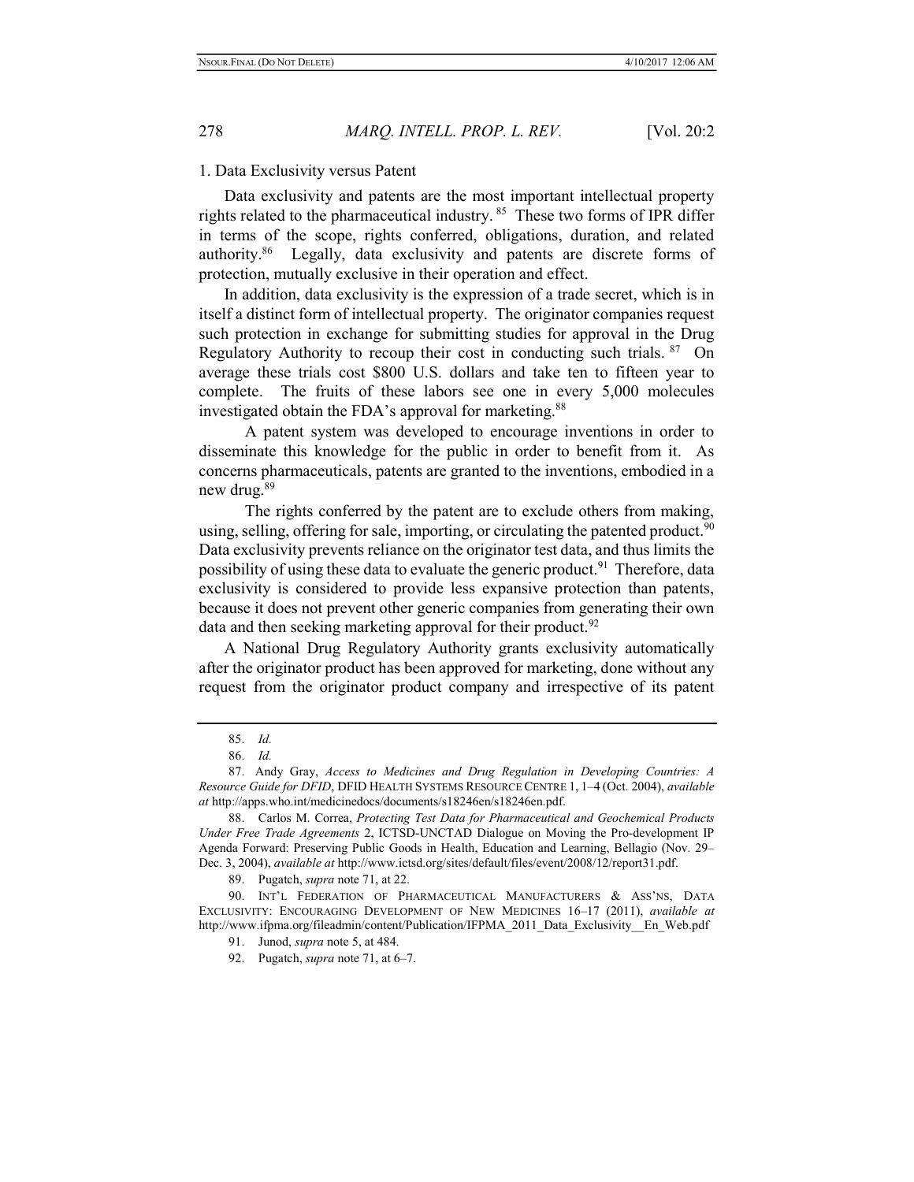### 1. Data Exclusivity versus Patent

Data exclusivity and patents are the most important intellectual property rights related to the pharmaceutical industry.[85] These two forms of IPR differ in terms of the scope, rights conferred, obligations, duration, and related authority.[86] Legally, data exclusivity and patents are discrete forms of protection, mutually exclusive in their operation and effect.

In addition, data exclusivity is the expression of a trade secret, which is in itself a distinct form of intellectual property. The originator companies request such protection in exchange for submitting studies for approval in the Drug Regulatory Authority to recoup their cost in conducting such trials.[87] On average these trials cost $800 U.S. dollars and take ten to fifteen year to complete. The fruits of these labors see one in every 5,000 molecules investigated obtain the FDA's approval for marketing.[88]

A patent system was developed to encourage inventions in order to disseminate this knowledge for the public in order to benefit from it. As concerns pharmaceuticals, patents are granted to the inventions, embodied in a new drug.[89]

The rights conferred by the patent are to exclude others from making, using, selling, offering for sale, importing, or circulating the patented product.[90] Data exclusivity prevents reliance on the originator test data, and thus limits the possibility of using these data to evaluate the generic product.[91] Therefore, data exclusivity is considered to provide less expansive protection than patents, because it does not prevent other generic companies from generating their own data and then seeking marketing approval for their product.[92]

A National Drug Regulatory Authority grants exclusivity automatically after the originator product has been approved for marketing, done without any request from the originator product company and irrespective of its patent

---

85. *Id.*

86. *Id.*

87. Andy Gray, *Access to Medicines and Drug Regulation in Developing Countries: A Resource Guide for DFID*, DFID HEALTH SYSTEMS RESOURCE CENTRE 1, 1–4 (Oct. 2004), *available at* http://apps.who.int/medicinedocs/documents/s18246en/s18246en.pdf.

88. Carlos M. Correa, *Protecting Test Data for Pharmaceutical and Geochemical Products Under Free Trade Agreements* 2, ICTSD-UNCTAD Dialogue on Moving the Pro-development IP Agenda Forward: Preserving Public Goods in Health, Education and Learning, Bellagio (Nov. 29–Dec. 3, 2004), *available at* http://www.ictsd.org/sites/default/files/event/2008/12/report31.pdf.

89. Pugatch, *supra* note 71, at 22.

90. INT'L FEDERATION OF PHARMACEUTICAL MANUFACTURERS & ASS'NS, DATA EXCLUSIVITY: ENCOURAGING DEVELOPMENT OF NEW MEDICINES 16–17 (2011), *available at* http://www.ifpma.org/fileadmin/content/Publication/IFPMA_2011_Data_Exclusivity__En_Web.pdf

91. Junod, *supra* note 5, at 484.

92. Pugatch, *supra* note 71, at 6–7.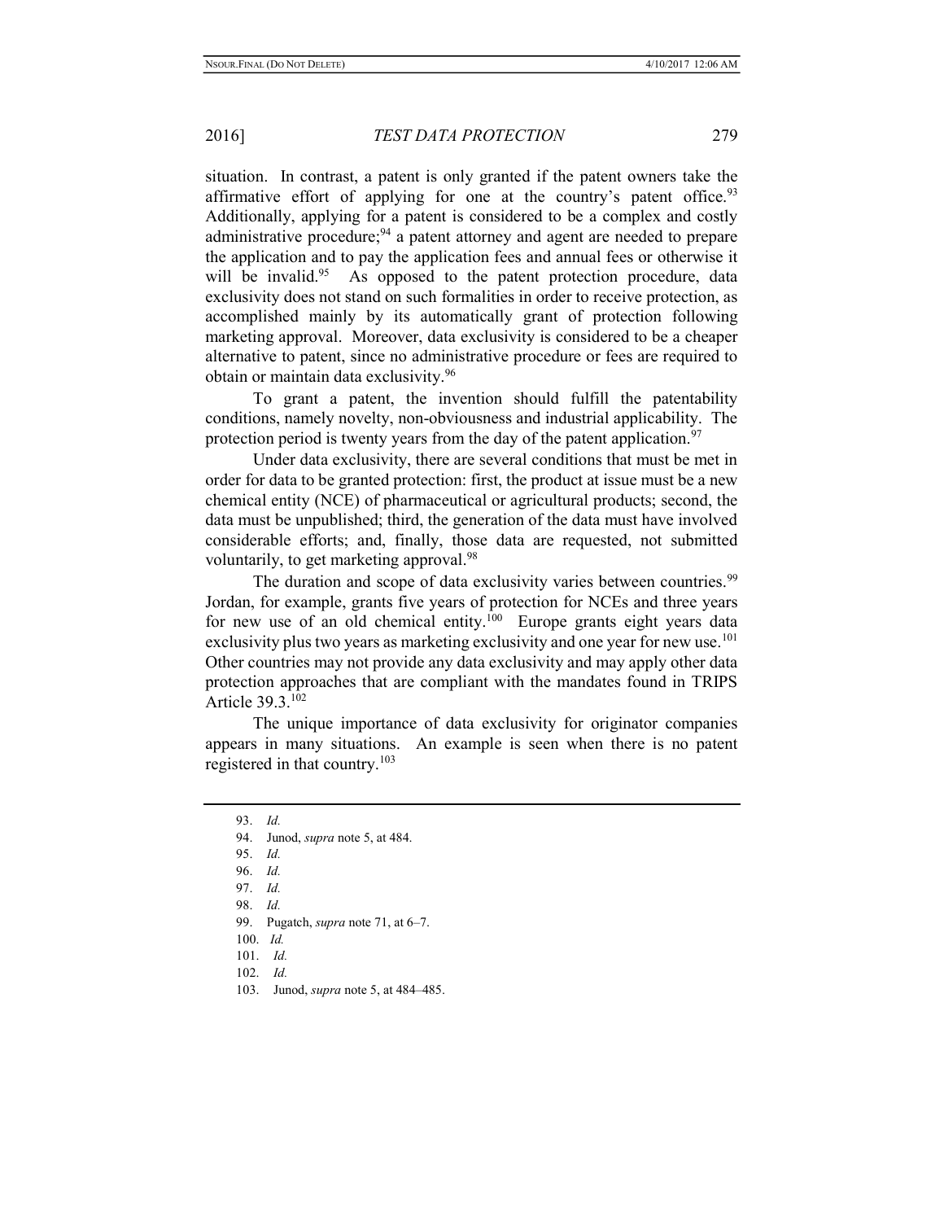situation. In contrast, a patent is only granted if the patent owners take the affirmative effort of applying for one at the country's patent office.[93] Additionally, applying for a patent is considered to be a complex and costly administrative procedure;[94] a patent attorney and agent are needed to prepare the application and to pay the application fees and annual fees or otherwise it will be invalid.[95] As opposed to the patent protection procedure, data exclusivity does not stand on such formalities in order to receive protection, as accomplished mainly by its automatically grant of protection following marketing approval. Moreover, data exclusivity is considered to be a cheaper alternative to patent, since no administrative procedure or fees are required to obtain or maintain data exclusivity.[96]

To grant a patent, the invention should fulfill the patentability conditions, namely novelty, non-obviousness and industrial applicability. The protection period is twenty years from the day of the patent application.[97]

Under data exclusivity, there are several conditions that must be met in order for data to be granted protection: first, the product at issue must be a new chemical entity (NCE) of pharmaceutical or agricultural products; second, the data must be unpublished; third, the generation of the data must have involved considerable efforts; and, finally, those data are requested, not submitted voluntarily, to get marketing approval.[98]

The duration and scope of data exclusivity varies between countries.[99] Jordan, for example, grants five years of protection for NCEs and three years for new use of an old chemical entity.[100] Europe grants eight years data exclusivity plus two years as marketing exclusivity and one year for new use.[101] Other countries may not provide any data exclusivity and may apply other data protection approaches that are compliant with the mandates found in TRIPS Article 39.3.[102]

The unique importance of data exclusivity for originator companies appears in many situations. An example is seen when there is no patent registered in that country.[103]

---

93. *Id.*

94. Junod, *supra* note 5, at 484.

95. *Id.*

96. *Id.*

97. *Id.*

98. *Id.*

99. Pugatch, *supra* note 71, at 6–7.

100. *Id.*

101. *Id.*

102. *Id.*

103. Junod, *supra* note 5, at 484–485.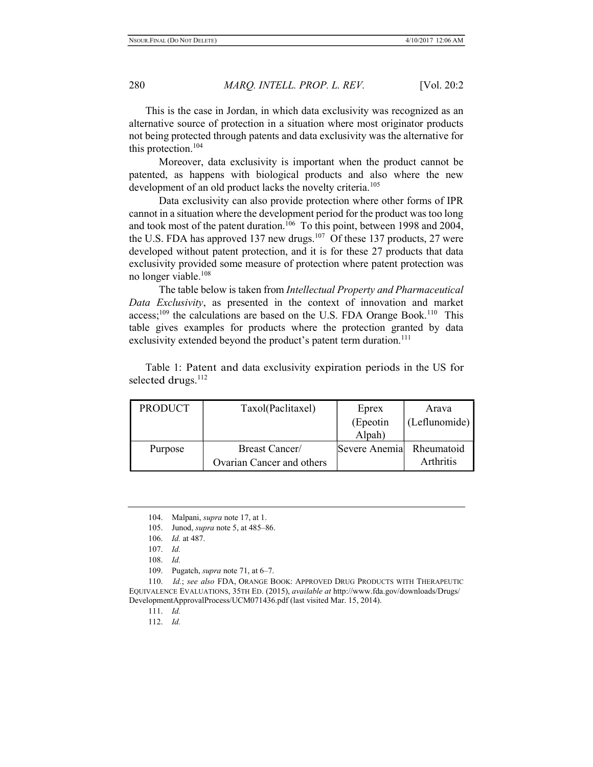This is the case in Jordan, in which data exclusivity was recognized as an alternative source of protection in a situation where most originator products not being protected through patents and data exclusivity was the alternative for this protection.[104]

Moreover, data exclusivity is important when the product cannot be patented, as happens with biological products and also where the new development of an old product lacks the novelty criteria.[105]

Data exclusivity can also provide protection where other forms of IPR cannot in a situation where the development period for the product was too long and took most of the patent duration.[106] To this point, between 1998 and 2004, the U.S. FDA has approved 137 new drugs.[107] Of these 137 products, 27 were developed without patent protection, and it is for these 27 products that data exclusivity provided some measure of protection where patent protection was no longer viable.[108]

The table below is taken from *Intellectual Property and Pharmaceutical Data Exclusivity*, as presented in the context of innovation and market access;[109] the calculations are based on the U.S. FDA Orange Book.[110] This table gives examples for products where the protection granted by data exclusivity extended beyond the product's patent term duration.[111]

Table 1: Patent and data exclusivity expiration periods in the US for selected drugs.[112]

| PRODUCT | Taxol(Paclitaxel) | Eprex (Epeotin Alpah) | Arava (Leflunomide) |
|---|---|---|---|
| Purpose | Breast Cancer/ Ovarian Cancer and others | Severe Anemia | Rheumatoid Arthritis |

104. Malpani, *supra* note 17, at 1.

105. Junod, *supra* note 5, at 485–86.

106. *Id.* at 487.

107. *Id.*

108. *Id.*

109. Pugatch, *supra* note 71, at 6–7.

110. *Id.*; *see also* FDA, ORANGE BOOK: APPROVED DRUG PRODUCTS WITH THERAPEUTIC EQUIVALENCE EVALUATIONS, 35TH ED. (2015), *available at* http://www.fda.gov/downloads/Drugs/DevelopmentApprovalProcess/UCM071436.pdf (last visited Mar. 15, 2014).

111. *Id.*

112. *Id.*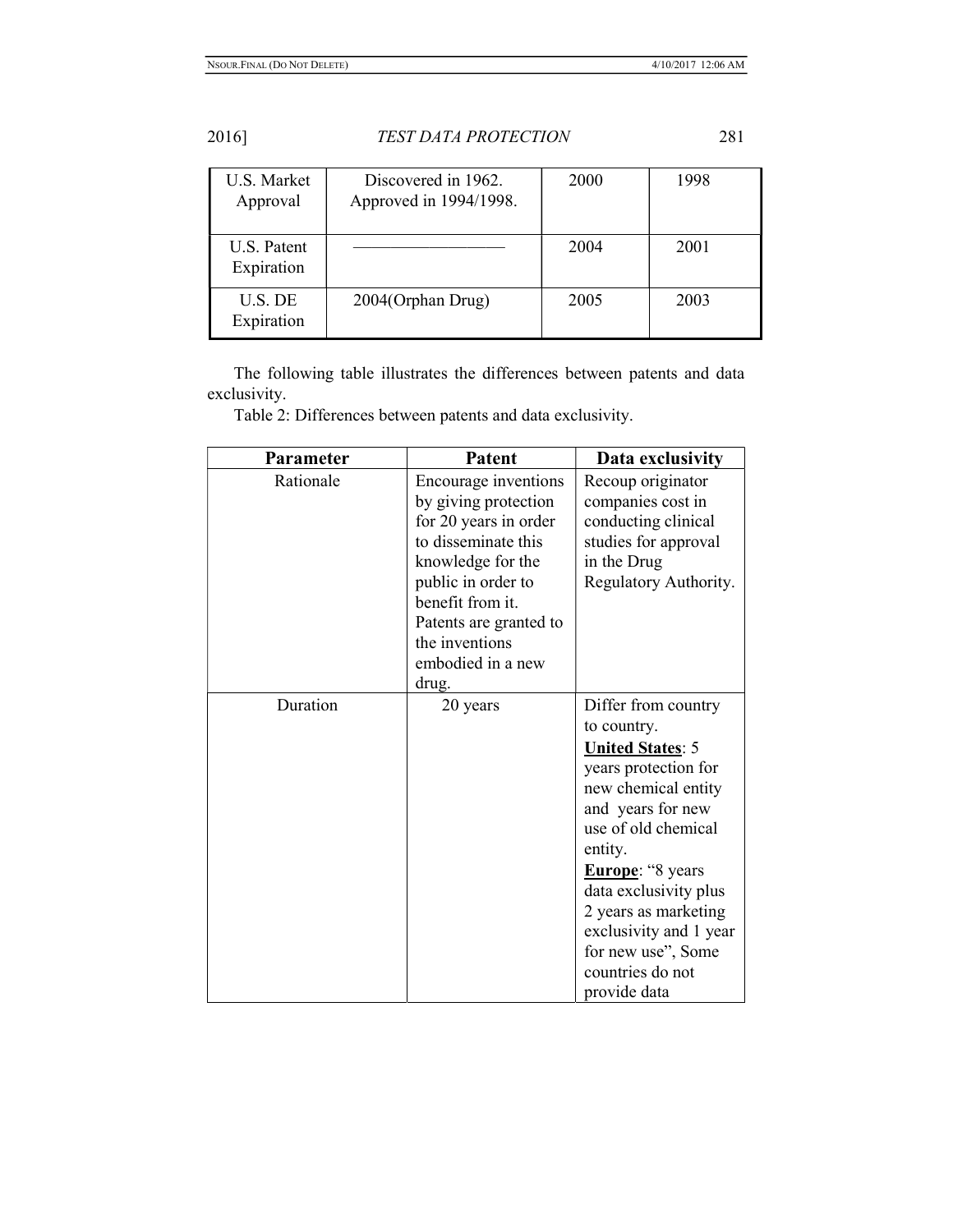| U.S. Market Approval | Discovered in 1962. Approved in 1994/1998. | 2000 | 1998 |
|---|---|---|---|
| U.S. Patent Expiration | ——————————— | 2004 | 2001 |
| U.S. DE Expiration | 2004(Orphan Drug) | 2005 | 2003 |

The following table illustrates the differences between patents and data exclusivity.

Table 2: Differences between patents and data exclusivity.

| Parameter | Patent | Data exclusivity |
|---|---|---|
| Rationale | Encourage inventions by giving protection for 20 years in order to disseminate this knowledge for the public in order to benefit from it. Patents are granted to the inventions embodied in a new drug. | Recoup originator companies cost in conducting clinical studies for approval in the Drug Regulatory Authority. |
| Duration | 20 years | Differ from country to country. <u>**United States**</u>: 5 years protection for new chemical entity and years for new use of old chemical entity. <u>**Europe**</u>: "8 years data exclusivity plus 2 years as marketing exclusivity and 1 year for new use", Some countries do not provide data |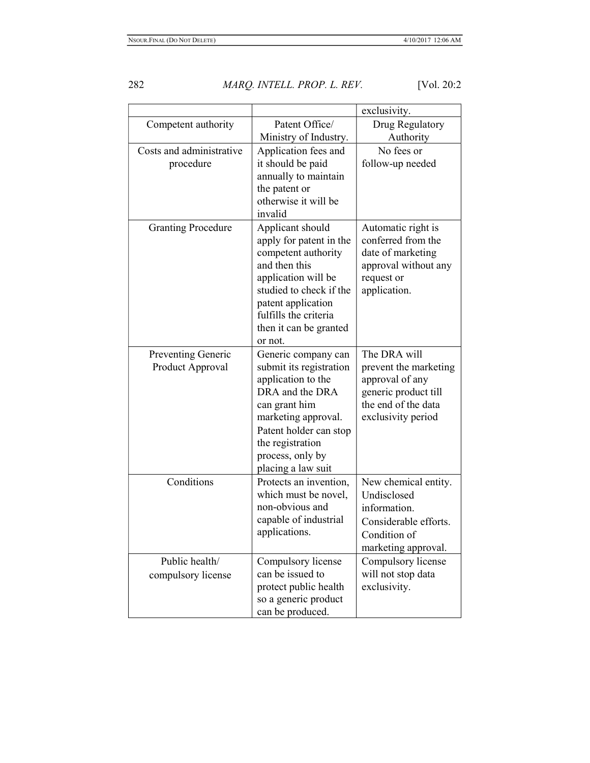| | | exclusivity. |
|---|---|---|
| Competent authority | Patent Office/ Ministry of Industry. | Drug Regulatory Authority |
| Costs and administrative procedure | Application fees and it should be paid annually to maintain the patent or otherwise it will be invalid | No fees or follow-up needed |
| Granting Procedure | Applicant should apply for patent in the competent authority and then this application will be studied to check if the patent application fulfills the criteria then it can be granted or not. | Automatic right is conferred from the date of marketing approval without any request or application. |
| Preventing Generic Product Approval | Generic company can submit its registration application to the DRA and the DRA can grant him marketing approval. Patent holder can stop the registration process, only by placing a law suit | The DRA will prevent the marketing approval of any generic product till the end of the data exclusivity period |
| Conditions | Protects an invention, which must be novel, non-obvious and capable of industrial applications. | New chemical entity. Undisclosed information. Considerable efforts. Condition of marketing approval. |
| Public health/ compulsory license | Compulsory license can be issued to protect public health so a generic product can be produced. | Compulsory license will not stop data exclusivity. |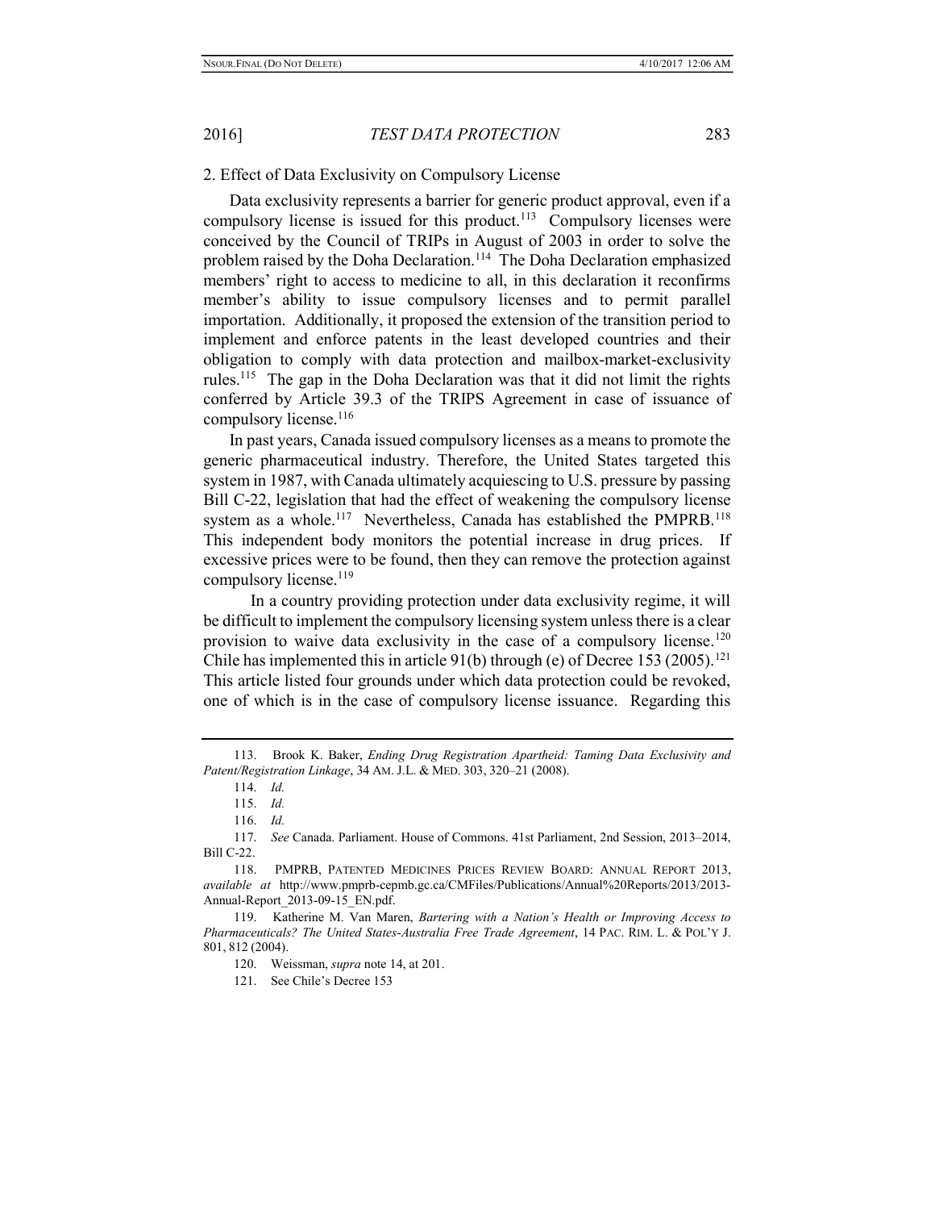### 2. Effect of Data Exclusivity on Compulsory License

Data exclusivity represents a barrier for generic product approval, even if a compulsory license is issued for this product.[113] Compulsory licenses were conceived by the Council of TRIPs in August of 2003 in order to solve the problem raised by the Doha Declaration.[114] The Doha Declaration emphasized members' right to access to medicine to all, in this declaration it reconfirms member's ability to issue compulsory licenses and to permit parallel importation. Additionally, it proposed the extension of the transition period to implement and enforce patents in the least developed countries and their obligation to comply with data protection and mailbox-market-exclusivity rules.[115] The gap in the Doha Declaration was that it did not limit the rights conferred by Article 39.3 of the TRIPS Agreement in case of issuance of compulsory license.[116]

In past years, Canada issued compulsory licenses as a means to promote the generic pharmaceutical industry. Therefore, the United States targeted this system in 1987, with Canada ultimately acquiescing to U.S. pressure by passing Bill C-22, legislation that had the effect of weakening the compulsory license system as a whole.[117] Nevertheless, Canada has established the PMPRB.[118] This independent body monitors the potential increase in drug prices. If excessive prices were to be found, then they can remove the protection against compulsory license.[119]

In a country providing protection under data exclusivity regime, it will be difficult to implement the compulsory licensing system unless there is a clear provision to waive data exclusivity in the case of a compulsory license.[120] Chile has implemented this in article 91(b) through (e) of Decree 153 (2005).[121] This article listed four grounds under which data protection could be revoked, one of which is in the case of compulsory license issuance. Regarding this

---

113. Brook K. Baker, *Ending Drug Registration Apartheid: Taming Data Exclusivity and Patent/Registration Linkage*, 34 AM. J.L. & MED. 303, 320–21 (2008).

114. *Id.*

115. *Id.*

116. *Id.*

117. *See* Canada. Parliament. House of Commons. 41st Parliament, 2nd Session, 2013–2014, Bill C-22.

118. PMPRB, PATENTED MEDICINES PRICES REVIEW BOARD: ANNUAL REPORT 2013, *available at* http://www.pmprb-cepmb.gc.ca/CMFiles/Publications/Annual%20Reports/2013/2013-Annual-Report_2013-09-15_EN.pdf.

119. Katherine M. Van Maren, *Bartering with a Nation's Health or Improving Access to Pharmaceuticals? The United States-Australia Free Trade Agreement*, 14 PAC. RIM. L. & POL'Y J. 801, 812 (2004).

120. Weissman, *supra* note 14, at 201.

121. See Chile's Decree 153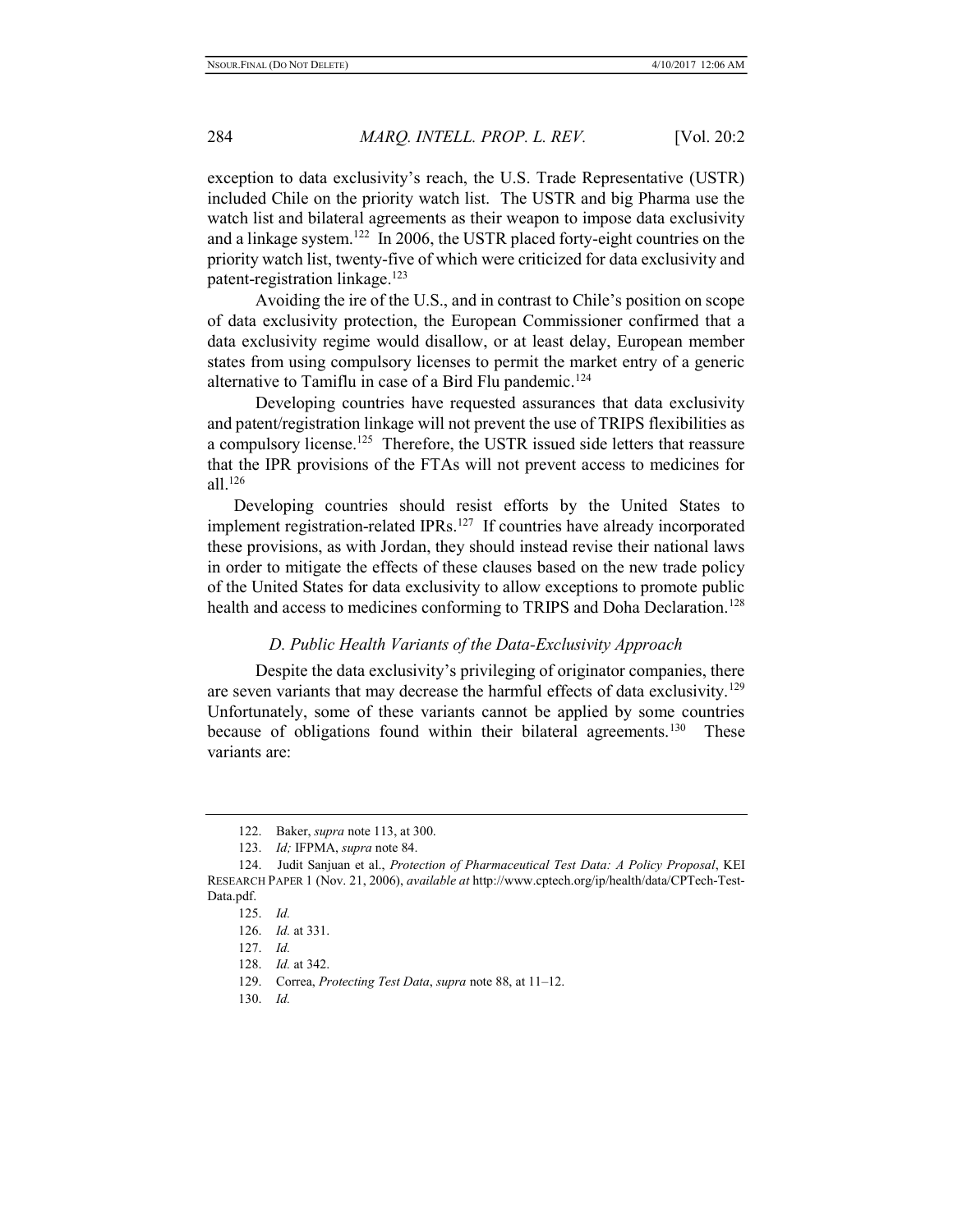exception to data exclusivity's reach, the U.S. Trade Representative (USTR) included Chile on the priority watch list. The USTR and big Pharma use the watch list and bilateral agreements as their weapon to impose data exclusivity and a linkage system.[122] In 2006, the USTR placed forty-eight countries on the priority watch list, twenty-five of which were criticized for data exclusivity and patent-registration linkage.[123]

Avoiding the ire of the U.S., and in contrast to Chile's position on scope of data exclusivity protection, the European Commissioner confirmed that a data exclusivity regime would disallow, or at least delay, European member states from using compulsory licenses to permit the market entry of a generic alternative to Tamiflu in case of a Bird Flu pandemic.[124]

Developing countries have requested assurances that data exclusivity and patent/registration linkage will not prevent the use of TRIPS flexibilities as a compulsory license.[125] Therefore, the USTR issued side letters that reassure that the IPR provisions of the FTAs will not prevent access to medicines for all.[126]

Developing countries should resist efforts by the United States to implement registration-related IPRs.[127] If countries have already incorporated these provisions, as with Jordan, they should instead revise their national laws in order to mitigate the effects of these clauses based on the new trade policy of the United States for data exclusivity to allow exceptions to promote public health and access to medicines conforming to TRIPS and Doha Declaration.[128]

### *D. Public Health Variants of the Data-Exclusivity Approach*

Despite the data exclusivity's privileging of originator companies, there are seven variants that may decrease the harmful effects of data exclusivity.[129] Unfortunately, some of these variants cannot be applied by some countries because of obligations found within their bilateral agreements.[130] These variants are:

---

122. Baker, *supra* note 113, at 300.

123. *Id;* IFPMA, *supra* note 84.

124. Judit Sanjuan et al., *Protection of Pharmaceutical Test Data: A Policy Proposal*, KEI RESEARCH PAPER 1 (Nov. 21, 2006), *available at* http://www.cptech.org/ip/health/data/CPTech-Test-Data.pdf.

125. *Id.*

126. *Id.* at 331.

127. *Id.*

128. *Id.* at 342.

129. Correa, *Protecting Test Data*, *supra* note 88, at 11–12.

130. *Id.*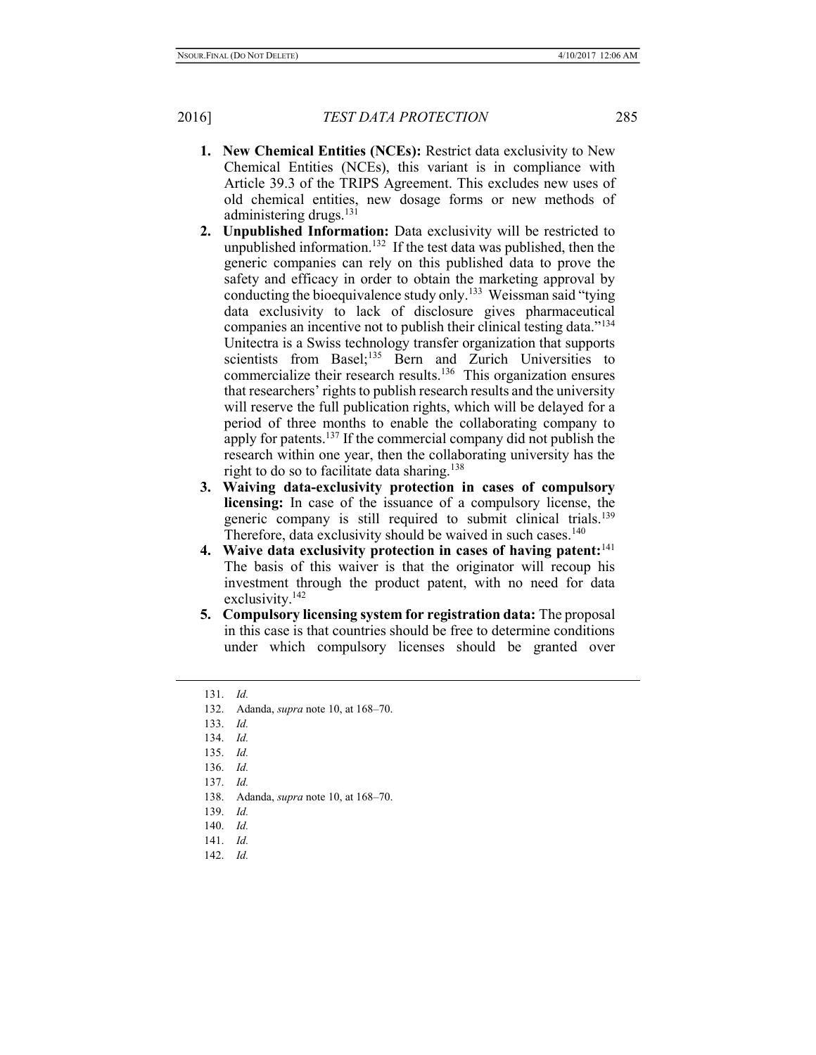1. **New Chemical Entities (NCEs):** Restrict data exclusivity to New Chemical Entities (NCEs), this variant is in compliance with Article 39.3 of the TRIPS Agreement. This excludes new uses of old chemical entities, new dosage forms or new methods of administering drugs.[131]
2. **Unpublished Information:** Data exclusivity will be restricted to unpublished information.[132] If the test data was published, then the generic companies can rely on this published data to prove the safety and efficacy in order to obtain the marketing approval by conducting the bioequivalence study only.[133] Weissman said "tying data exclusivity to lack of disclosure gives pharmaceutical companies an incentive not to publish their clinical testing data."[134] Unitectra is a Swiss technology transfer organization that supports scientists from Basel;[135] Bern and Zurich Universities to commercialize their research results.[136] This organization ensures that researchers' rights to publish research results and the university will reserve the full publication rights, which will be delayed for a period of three months to enable the collaborating company to apply for patents.[137] If the commercial company did not publish the research within one year, then the collaborating university has the right to do so to facilitate data sharing.[138]
3. **Waiving data-exclusivity protection in cases of compulsory licensing:** In case of the issuance of a compulsory license, the generic company is still required to submit clinical trials.[139] Therefore, data exclusivity should be waived in such cases.[140]
4. **Waive data exclusivity protection in cases of having patent:**[141] The basis of this waiver is that the originator will recoup his investment through the product patent, with no need for data exclusivity.[142]
5. **Compulsory licensing system for registration data:** The proposal in this case is that countries should be free to determine conditions under which compulsory licenses should be granted over

---

131. *Id.*
132. Adanda, *supra* note 10, at 168–70.
133. *Id.*
134. *Id.*
135. *Id.*
136. *Id.*
137. *Id.*
138. Adanda, *supra* note 10, at 168–70.
139. *Id.*
140. *Id.*
141. *Id.*
142. *Id.*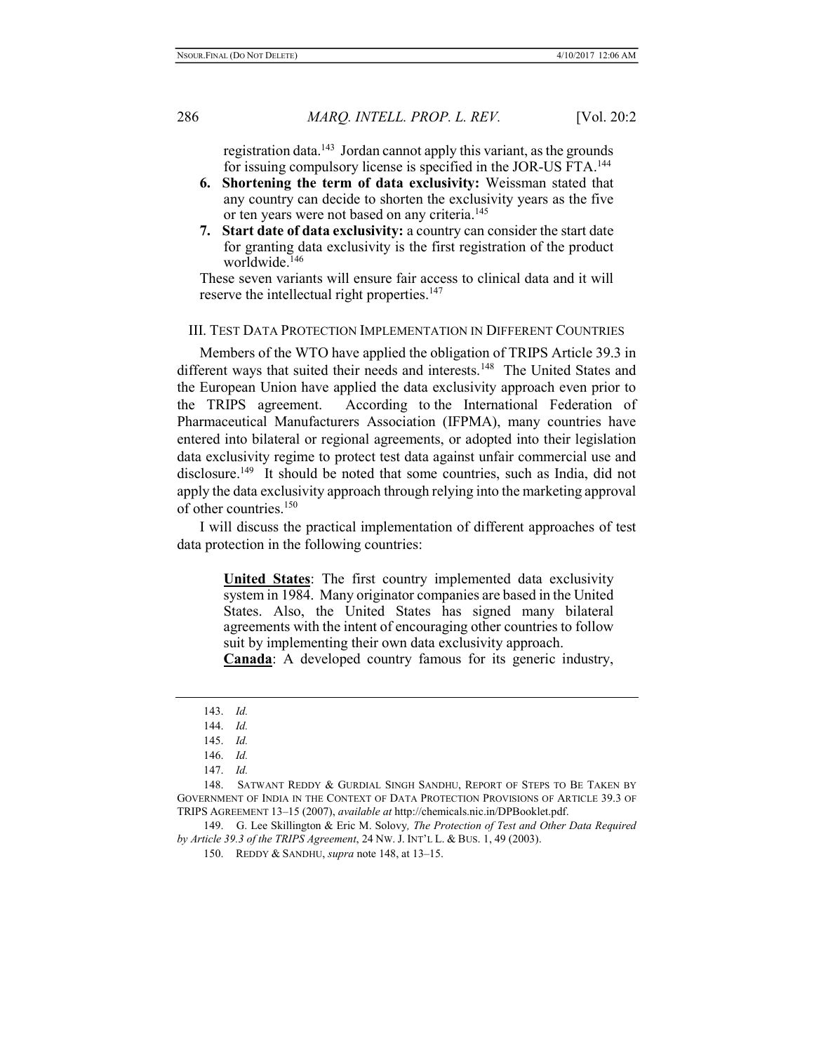registration data.[143] Jordan cannot apply this variant, as the grounds for issuing compulsory license is specified in the JOR-US FTA.[144]

6. **Shortening the term of data exclusivity:** Weissman stated that any country can decide to shorten the exclusivity years as the five or ten years were not based on any criteria.[145]
7. **Start date of data exclusivity:** a country can consider the start date for granting data exclusivity is the first registration of the product worldwide.[146]

These seven variants will ensure fair access to clinical data and it will reserve the intellectual right properties.[147]

## III. TEST DATA PROTECTION IMPLEMENTATION IN DIFFERENT COUNTRIES

Members of the WTO have applied the obligation of TRIPS Article 39.3 in different ways that suited their needs and interests.[148] The United States and the European Union have applied the data exclusivity approach even prior to the TRIPS agreement. According to the International Federation of Pharmaceutical Manufacturers Association (IFPMA), many countries have entered into bilateral or regional agreements, or adopted into their legislation data exclusivity regime to protect test data against unfair commercial use and disclosure.[149] It should be noted that some countries, such as India, did not apply the data exclusivity approach through relying into the marketing approval of other countries.[150]

I will discuss the practical implementation of different approaches of test data protection in the following countries:

> **United States**: The first country implemented data exclusivity system in 1984. Many originator companies are based in the United States. Also, the United States has signed many bilateral agreements with the intent of encouraging other countries to follow suit by implementing their own data exclusivity approach.
>
> **Canada**: A developed country famous for its generic industry,

---

143. *Id.*

144. *Id.*

145. *Id.*

146. *Id.*

147. *Id.*

148. SATWANT REDDY & GURDIAL SINGH SANDHU, REPORT OF STEPS TO BE TAKEN BY GOVERNMENT OF INDIA IN THE CONTEXT OF DATA PROTECTION PROVISIONS OF ARTICLE 39.3 OF TRIPS AGREEMENT 13–15 (2007), *available at* http://chemicals.nic.in/DPBooklet.pdf.

149. G. Lee Skillington & Eric M. Solovy*, The Protection of Test and Other Data Required by Article 39.3 of the TRIPS Agreement*, 24 NW. J. INT'L L. & BUS. 1, 49 (2003).

150. REDDY & SANDHU, *supra* note 148, at 13–15.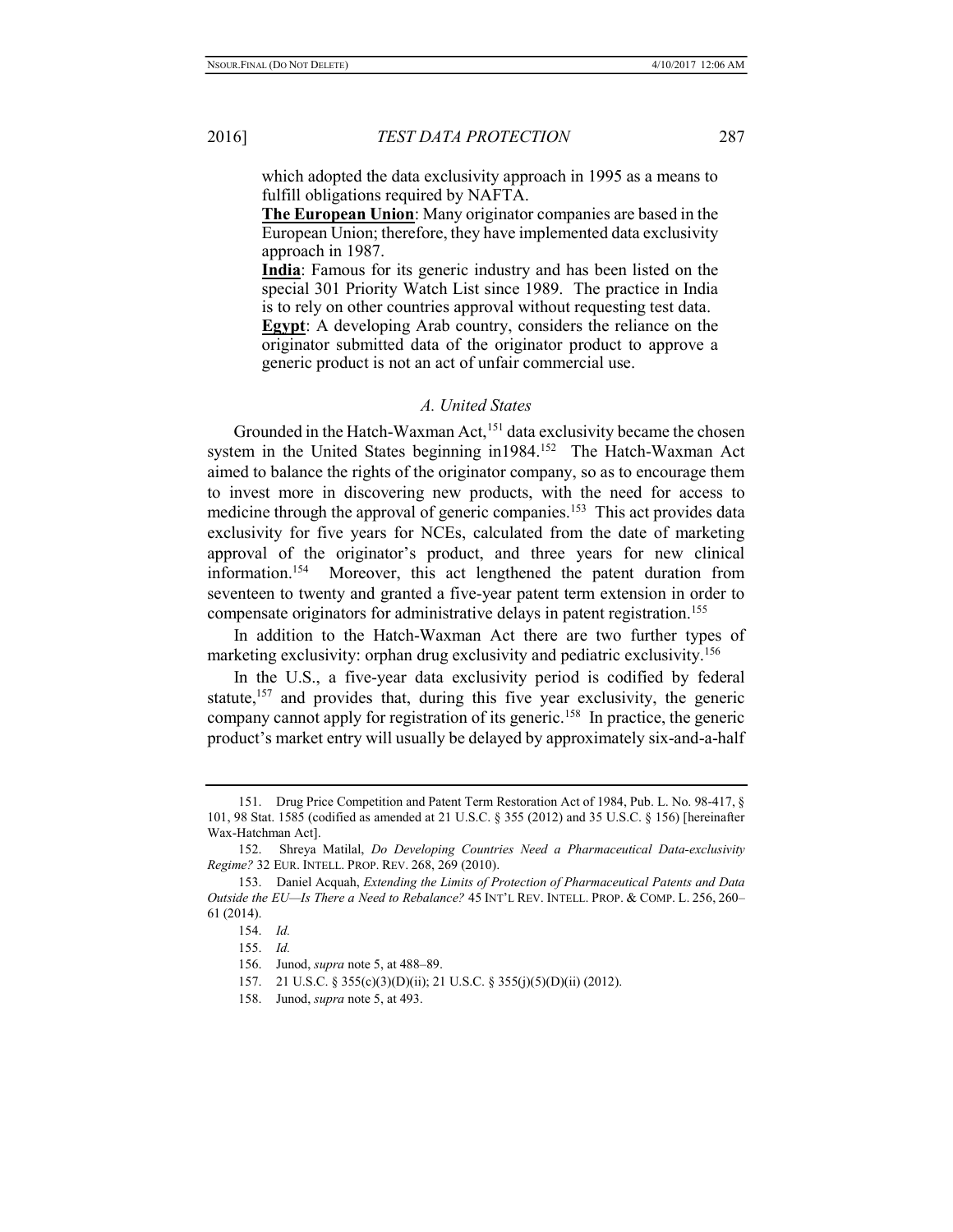which adopted the data exclusivity approach in 1995 as a means to fulfill obligations required by NAFTA.

**The European Union**: Many originator companies are based in the European Union; therefore, they have implemented data exclusivity approach in 1987.

**India**: Famous for its generic industry and has been listed on the special 301 Priority Watch List since 1989. The practice in India is to rely on other countries approval without requesting test data.

**Egypt**: A developing Arab country, considers the reliance on the originator submitted data of the originator product to approve a generic product is not an act of unfair commercial use.

### *A. United States*

Grounded in the Hatch-Waxman Act,[151] data exclusivity became the chosen system in the United States beginning in1984.[152] The Hatch-Waxman Act aimed to balance the rights of the originator company, so as to encourage them to invest more in discovering new products, with the need for access to medicine through the approval of generic companies.[153] This act provides data exclusivity for five years for NCEs, calculated from the date of marketing approval of the originator's product, and three years for new clinical information.[154] Moreover, this act lengthened the patent duration from seventeen to twenty and granted a five-year patent term extension in order to compensate originators for administrative delays in patent registration.[155]

In addition to the Hatch-Waxman Act there are two further types of marketing exclusivity: orphan drug exclusivity and pediatric exclusivity.[156]

In the U.S., a five-year data exclusivity period is codified by federal statute,[157] and provides that, during this five year exclusivity, the generic company cannot apply for registration of its generic.[158] In practice, the generic product's market entry will usually be delayed by approximately six-and-a-half

---

151. Drug Price Competition and Patent Term Restoration Act of 1984, Pub. L. No. 98-417, § 101, 98 Stat. 1585 (codified as amended at 21 U.S.C. § 355 (2012) and 35 U.S.C. § 156) [hereinafter Wax-Hatchman Act].

152. Shreya Matilal, *Do Developing Countries Need a Pharmaceutical Data-exclusivity Regime?* 32 EUR. INTELL. PROP. REV. 268, 269 (2010).

153. Daniel Acquah, *Extending the Limits of Protection of Pharmaceutical Patents and Data Outside the EU—Is There a Need to Rebalance?* 45 INT'L REV. INTELL. PROP. & COMP. L. 256, 260–61 (2014).

154. *Id.*

155. *Id.*

156. Junod, *supra* note 5, at 488–89.

157. 21 U.S.C. § 355(c)(3)(D)(ii); 21 U.S.C. § 355(j)(5)(D)(ii) (2012).

158. Junod, *supra* note 5, at 493.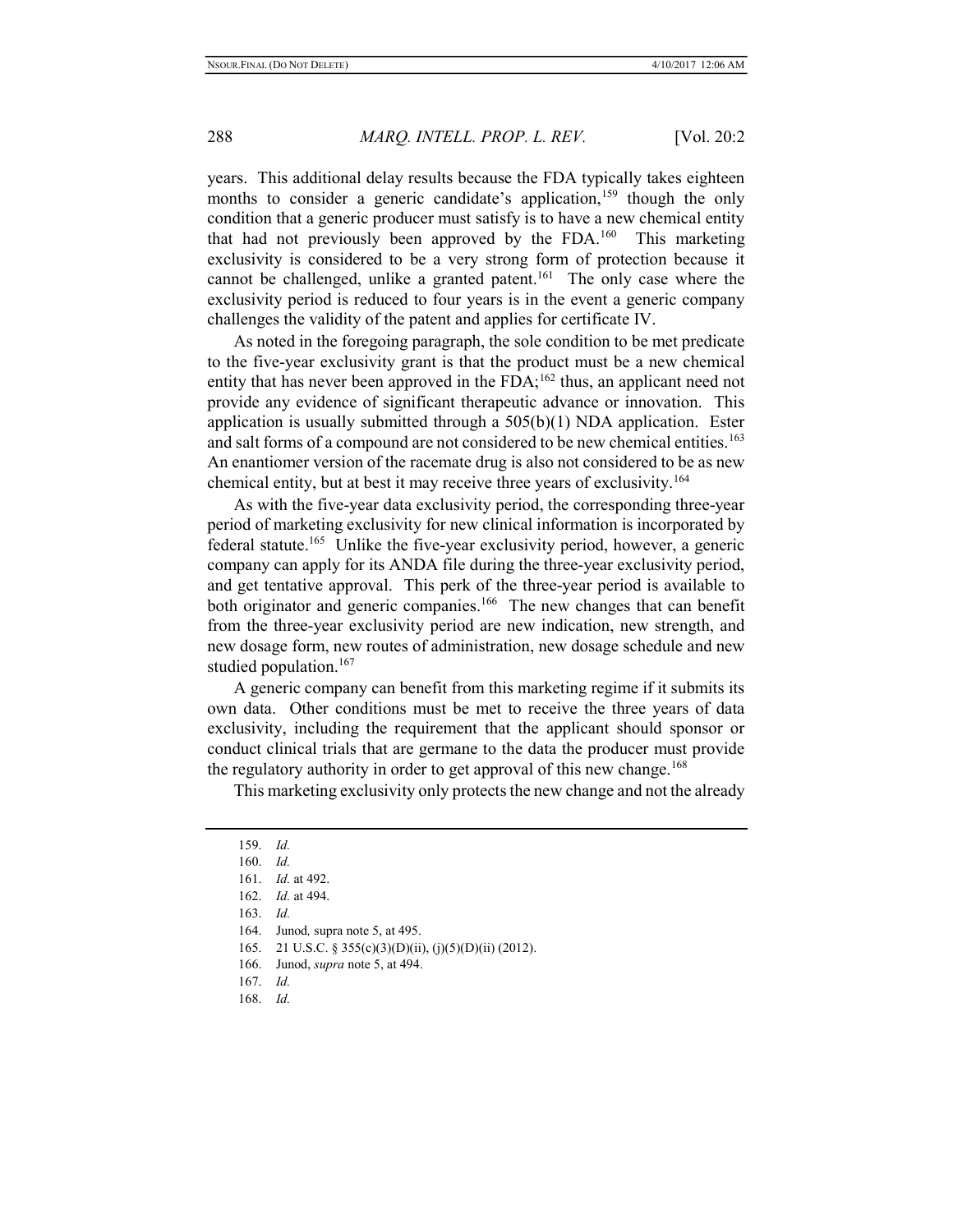years. This additional delay results because the FDA typically takes eighteen months to consider a generic candidate's application,[159] though the only condition that a generic producer must satisfy is to have a new chemical entity that had not previously been approved by the FDA.[160] This marketing exclusivity is considered to be a very strong form of protection because it cannot be challenged, unlike a granted patent.[161] The only case where the exclusivity period is reduced to four years is in the event a generic company challenges the validity of the patent and applies for certificate IV.

As noted in the foregoing paragraph, the sole condition to be met predicate to the five-year exclusivity grant is that the product must be a new chemical entity that has never been approved in the FDA;[162] thus, an applicant need not provide any evidence of significant therapeutic advance or innovation. This application is usually submitted through a 505(b)(1) NDA application. Ester and salt forms of a compound are not considered to be new chemical entities.[163] An enantiomer version of the racemate drug is also not considered to be as new chemical entity, but at best it may receive three years of exclusivity.[164]

As with the five-year data exclusivity period, the corresponding three-year period of marketing exclusivity for new clinical information is incorporated by federal statute.[165] Unlike the five-year exclusivity period, however, a generic company can apply for its ANDA file during the three-year exclusivity period, and get tentative approval. This perk of the three-year period is available to both originator and generic companies.[166] The new changes that can benefit from the three-year exclusivity period are new indication, new strength, and new dosage form, new routes of administration, new dosage schedule and new studied population.[167]

A generic company can benefit from this marketing regime if it submits its own data. Other conditions must be met to receive the three years of data exclusivity, including the requirement that the applicant should sponsor or conduct clinical trials that are germane to the data the producer must provide the regulatory authority in order to get approval of this new change.[168]

This marketing exclusivity only protects the new change and not the already

---

159. *Id.*

160. *Id.*

161. *Id.* at 492.

162. *Id.* at 494.

163. *Id.*

164. Junod*,* supra note 5, at 495.

165. 21 U.S.C. § 355(c)(3)(D)(ii), (j)(5)(D)(ii) (2012).

166. Junod, *supra* note 5, at 494.

167. *Id.*

168. *Id.*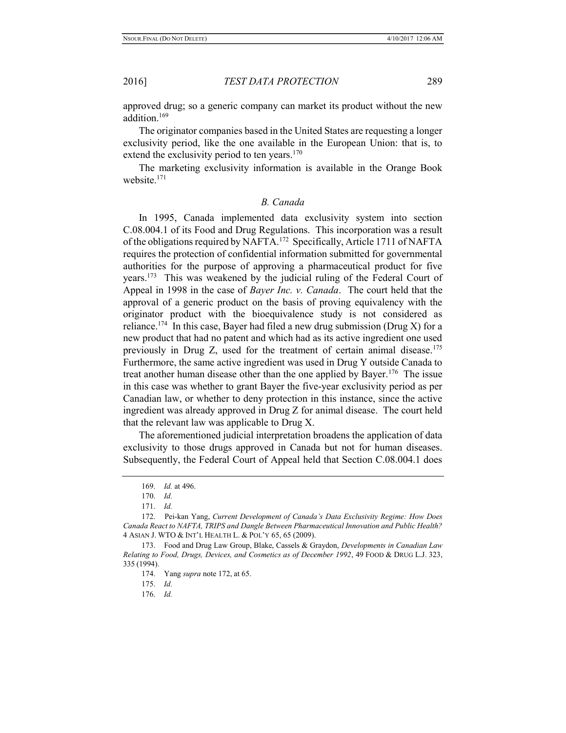approved drug; so a generic company can market its product without the new addition.[169]

The originator companies based in the United States are requesting a longer exclusivity period, like the one available in the European Union: that is, to extend the exclusivity period to ten years.[170]

The marketing exclusivity information is available in the Orange Book website.[171]

### *B. Canada*

In 1995, Canada implemented data exclusivity system into section C.08.004.1 of its Food and Drug Regulations. This incorporation was a result of the obligations required by NAFTA.[172] Specifically, Article 1711 of NAFTA requires the protection of confidential information submitted for governmental authorities for the purpose of approving a pharmaceutical product for five years.[173] This was weakened by the judicial ruling of the Federal Court of Appeal in 1998 in the case of *Bayer Inc. v. Canada*. The court held that the approval of a generic product on the basis of proving equivalency with the originator product with the bioequivalence study is not considered as reliance.[174] In this case, Bayer had filed a new drug submission (Drug X) for a new product that had no patent and which had as its active ingredient one used previously in Drug Z, used for the treatment of certain animal disease.[175] Furthermore, the same active ingredient was used in Drug Y outside Canada to treat another human disease other than the one applied by Bayer.[176] The issue in this case was whether to grant Bayer the five-year exclusivity period as per Canadian law, or whether to deny protection in this instance, since the active ingredient was already approved in Drug Z for animal disease. The court held that the relevant law was applicable to Drug X.

The aforementioned judicial interpretation broadens the application of data exclusivity to those drugs approved in Canada but not for human diseases. Subsequently, the Federal Court of Appeal held that Section C.08.004.1 does

---

169. *Id.* at 496.

170. *Id.*

171. *Id.*

172. Pei-kan Yang, *Current Development of Canada's Data Exclusivity Regime: How Does Canada React to NAFTA, TRIPS and Dangle Between Pharmaceutical Innovation and Public Health?* 4 ASIAN J. WTO & INT'L HEALTH L. & POL'Y 65, 65 (2009).

173. Food and Drug Law Group, Blake, Cassels & Graydon, *Developments in Canadian Law Relating to Food, Drugs, Devices, and Cosmetics as of December 1992*, 49 FOOD & DRUG L.J. 323, 335 (1994).

174. Yang *supra* note 172, at 65.

175. *Id.*

176. *Id.*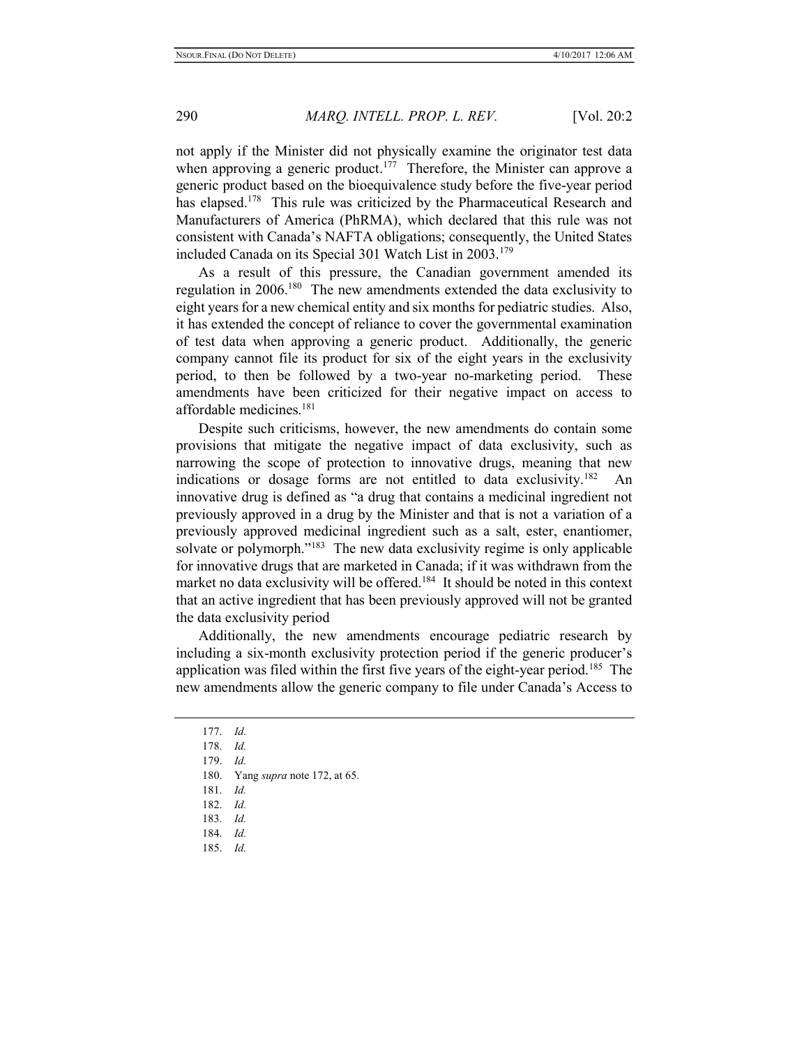not apply if the Minister did not physically examine the originator test data when approving a generic product.[177] Therefore, the Minister can approve a generic product based on the bioequivalence study before the five-year period has elapsed.[178] This rule was criticized by the Pharmaceutical Research and Manufacturers of America (PhRMA), which declared that this rule was not consistent with Canada's NAFTA obligations; consequently, the United States included Canada on its Special 301 Watch List in 2003.[179]

As a result of this pressure, the Canadian government amended its regulation in 2006.[180] The new amendments extended the data exclusivity to eight years for a new chemical entity and six months for pediatric studies. Also, it has extended the concept of reliance to cover the governmental examination of test data when approving a generic product. Additionally, the generic company cannot file its product for six of the eight years in the exclusivity period, to then be followed by a two-year no-marketing period. These amendments have been criticized for their negative impact on access to affordable medicines.[181]

Despite such criticisms, however, the new amendments do contain some provisions that mitigate the negative impact of data exclusivity, such as narrowing the scope of protection to innovative drugs, meaning that new indications or dosage forms are not entitled to data exclusivity.[182] An innovative drug is defined as "a drug that contains a medicinal ingredient not previously approved in a drug by the Minister and that is not a variation of a previously approved medicinal ingredient such as a salt, ester, enantiomer, solvate or polymorph."[183] The new data exclusivity regime is only applicable for innovative drugs that are marketed in Canada; if it was withdrawn from the market no data exclusivity will be offered.[184] It should be noted in this context that an active ingredient that has been previously approved will not be granted the data exclusivity period

Additionally, the new amendments encourage pediatric research by including a six-month exclusivity protection period if the generic producer's application was filed within the first five years of the eight-year period.[185] The new amendments allow the generic company to file under Canada's Access to

177. *Id.*
178. *Id.*
179. *Id.*
180. Yang *supra* note 172, at 65.
181. *Id.*
182. *Id.*
183. *Id.*
184. *Id.*
185. *Id.*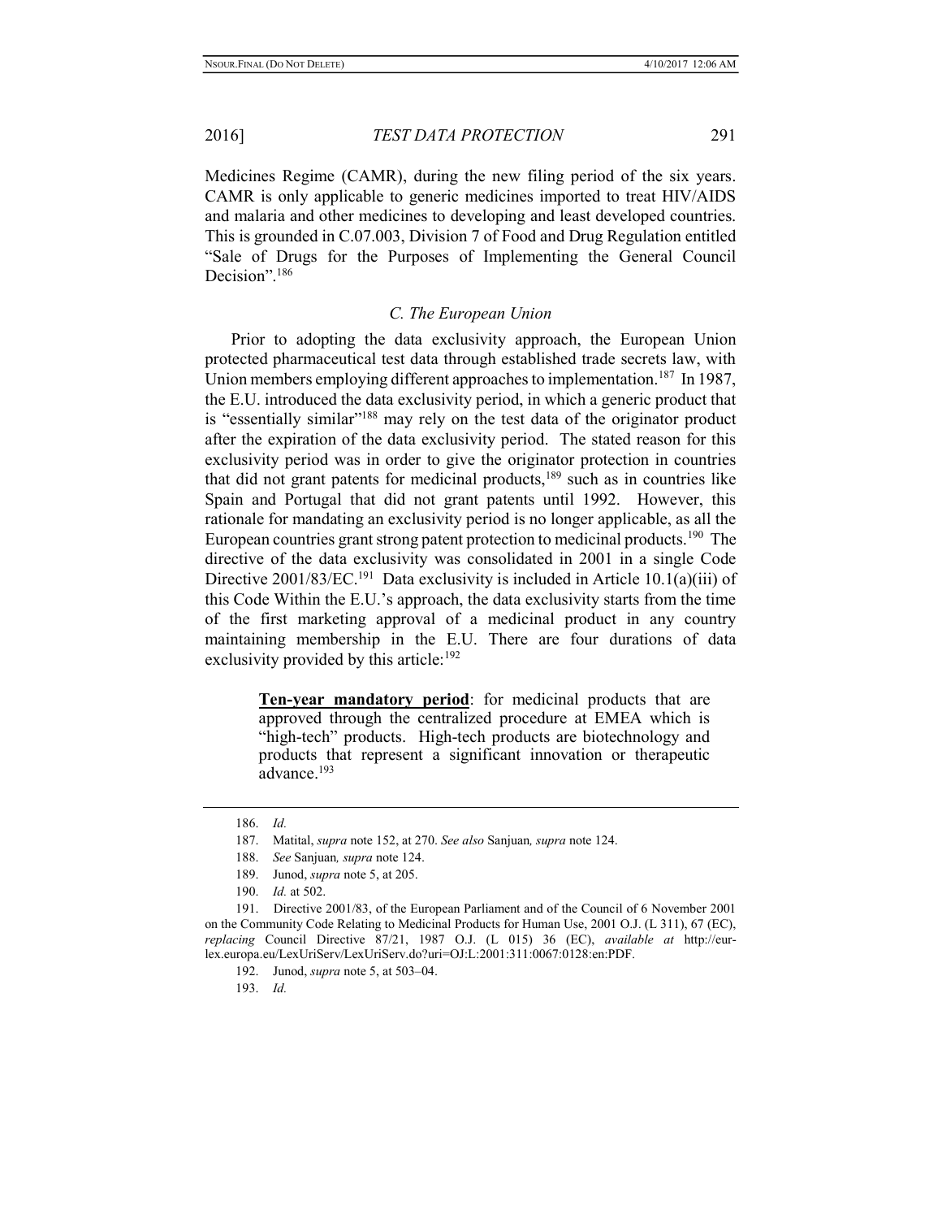Medicines Regime (CAMR), during the new filing period of the six years. CAMR is only applicable to generic medicines imported to treat HIV/AIDS and malaria and other medicines to developing and least developed countries. This is grounded in C.07.003, Division 7 of Food and Drug Regulation entitled "Sale of Drugs for the Purposes of Implementing the General Council Decision".[186]

### *C. The European Union*

Prior to adopting the data exclusivity approach, the European Union protected pharmaceutical test data through established trade secrets law, with Union members employing different approaches to implementation.[187] In 1987, the E.U. introduced the data exclusivity period, in which a generic product that is "essentially similar"[188] may rely on the test data of the originator product after the expiration of the data exclusivity period. The stated reason for this exclusivity period was in order to give the originator protection in countries that did not grant patents for medicinal products,[189] such as in countries like Spain and Portugal that did not grant patents until 1992. However, this rationale for mandating an exclusivity period is no longer applicable, as all the European countries grant strong patent protection to medicinal products.[190] The directive of the data exclusivity was consolidated in 2001 in a single Code Directive 2001/83/EC.[191] Data exclusivity is included in Article 10.1(a)(iii) of this Code Within the E.U.'s approach, the data exclusivity starts from the time of the first marketing approval of a medicinal product in any country maintaining membership in the E.U. There are four durations of data exclusivity provided by this article:[192]

> **Ten-year mandatory period**: for medicinal products that are approved through the centralized procedure at EMEA which is "high-tech" products. High-tech products are biotechnology and products that represent a significant innovation or therapeutic advance.[193]

---

186. *Id.*

187. Matital, *supra* note 152, at 270. *See also* Sanjuan*, supra* note 124.

188. *See* Sanjuan*, supra* note 124.

189. Junod, *supra* note 5, at 205.

190. *Id.* at 502.

191. Directive 2001/83, of the European Parliament and of the Council of 6 November 2001 on the Community Code Relating to Medicinal Products for Human Use, 2001 O.J. (L 311), 67 (EC), *replacing* Council Directive 87/21, 1987 O.J. (L 015) 36 (EC), *available at* http://eur-lex.europa.eu/LexUriServ/LexUriServ.do?uri=OJ:L:2001:311:0067:0128:en:PDF.

192. Junod, *supra* note 5, at 503–04.

193. *Id.*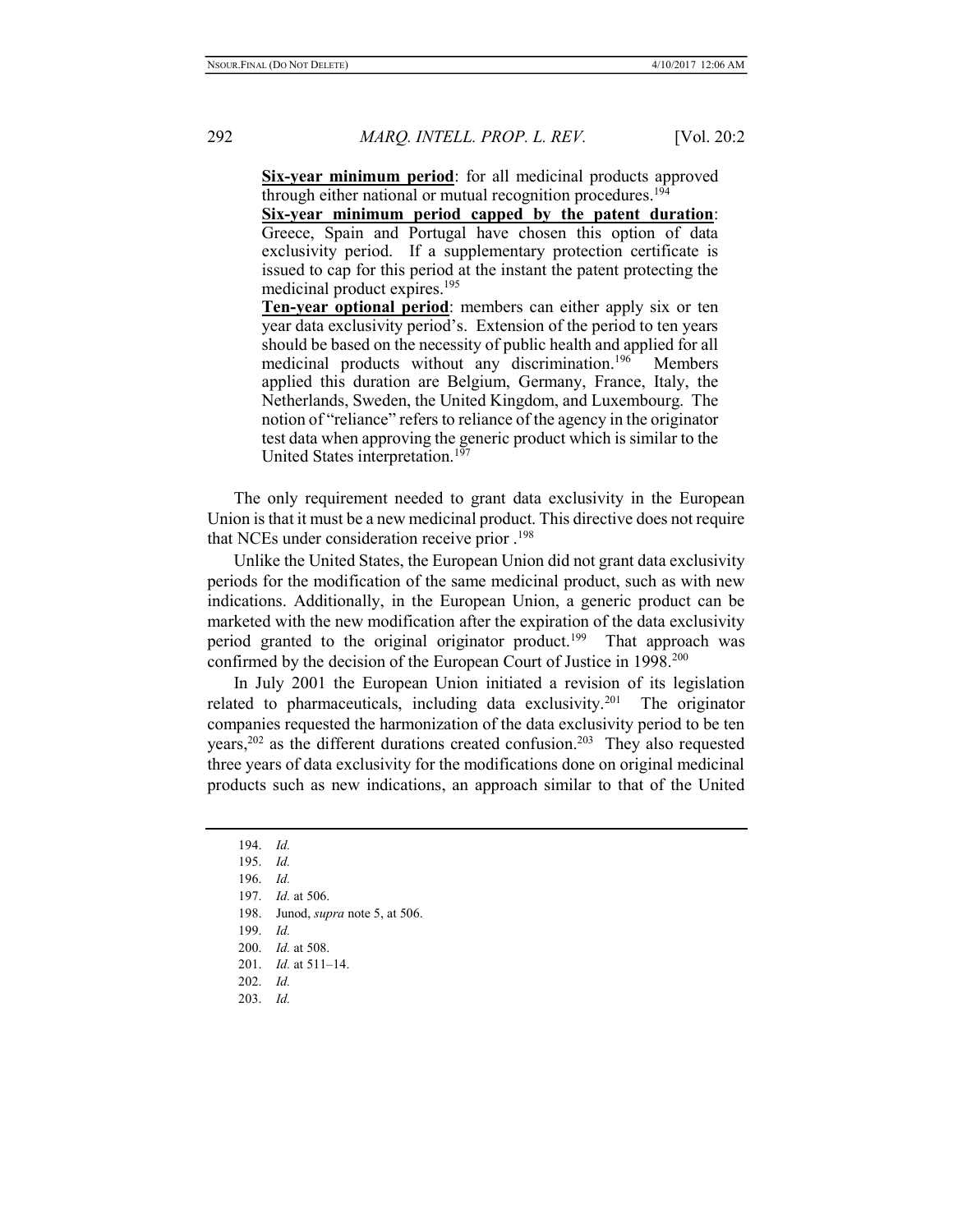**Six-year minimum period**: for all medicinal products approved through either national or mutual recognition procedures.[194]

**Six-year minimum period capped by the patent duration**: Greece, Spain and Portugal have chosen this option of data exclusivity period. If a supplementary protection certificate is issued to cap for this period at the instant the patent protecting the medicinal product expires.[195]

**Ten-year optional period**: members can either apply six or ten year data exclusivity period's. Extension of the period to ten years should be based on the necessity of public health and applied for all medicinal products without any discrimination.[196] Members applied this duration are Belgium, Germany, France, Italy, the Netherlands, Sweden, the United Kingdom, and Luxembourg. The notion of "reliance" refers to reliance of the agency in the originator test data when approving the generic product which is similar to the United States interpretation.[197]

The only requirement needed to grant data exclusivity in the European Union is that it must be a new medicinal product. This directive does not require that NCEs under consideration receive prior .[198]

Unlike the United States, the European Union did not grant data exclusivity periods for the modification of the same medicinal product, such as with new indications. Additionally, in the European Union, a generic product can be marketed with the new modification after the expiration of the data exclusivity period granted to the original originator product.[199] That approach was confirmed by the decision of the European Court of Justice in 1998.[200]

In July 2001 the European Union initiated a revision of its legislation related to pharmaceuticals, including data exclusivity.[201] The originator companies requested the harmonization of the data exclusivity period to be ten years,[202] as the different durations created confusion.[203] They also requested three years of data exclusivity for the modifications done on original medicinal products such as new indications, an approach similar to that of the United

---

194. *Id.*
195. *Id.*
196. *Id.*
197. *Id.* at 506.
198. Junod, *supra* note 5, at 506.
199. *Id.*
200. *Id.* at 508.
201. *Id.* at 511–14.
202. *Id.*
203. *Id.*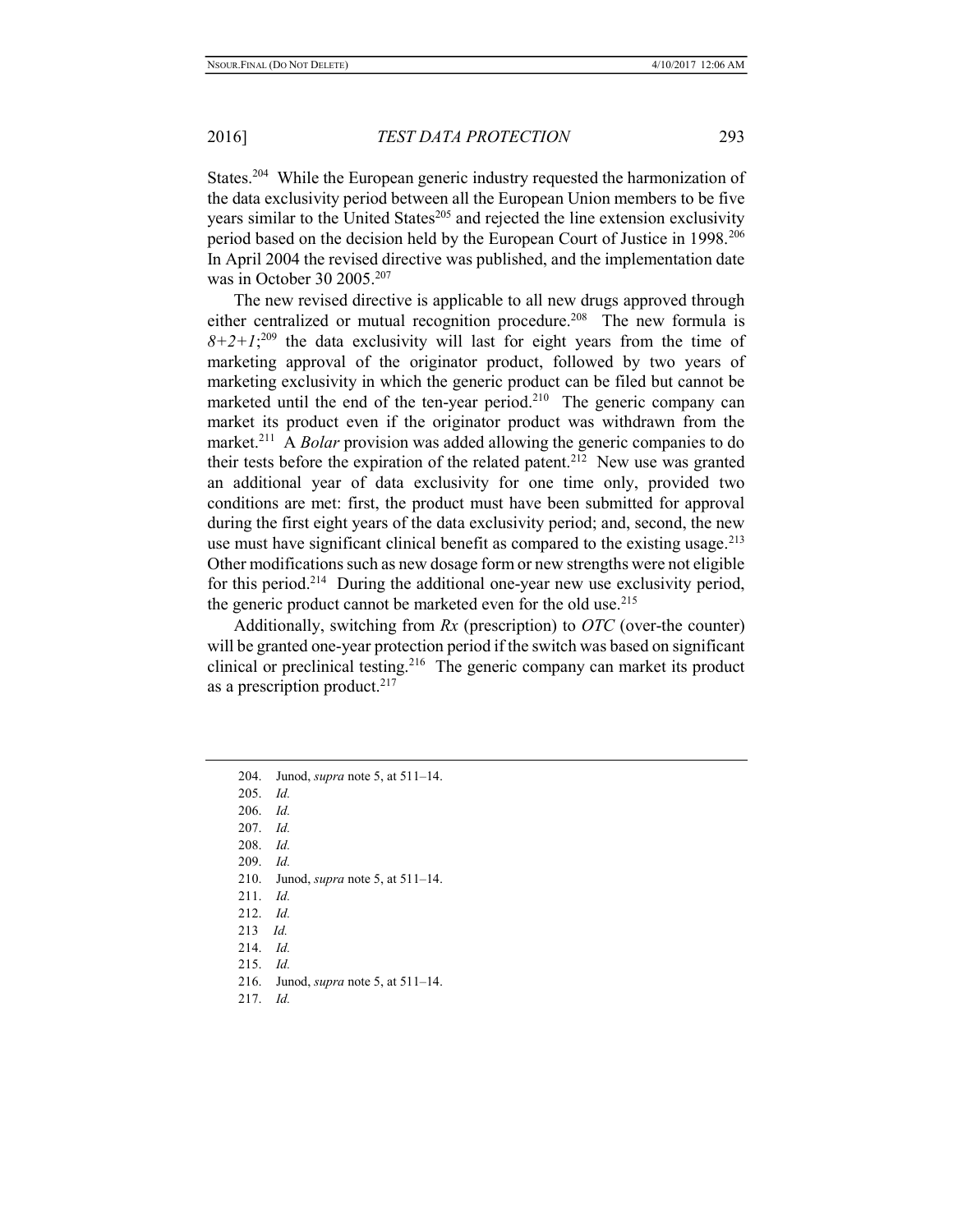States.[204] While the European generic industry requested the harmonization of the data exclusivity period between all the European Union members to be five years similar to the United States[205] and rejected the line extension exclusivity period based on the decision held by the European Court of Justice in 1998.[206] In April 2004 the revised directive was published, and the implementation date was in October 30 2005.[207]

The new revised directive is applicable to all new drugs approved through either centralized or mutual recognition procedure.[208] The new formula is *8+2+1*;[209] the data exclusivity will last for eight years from the time of marketing approval of the originator product, followed by two years of marketing exclusivity in which the generic product can be filed but cannot be marketed until the end of the ten-year period.[210] The generic company can market its product even if the originator product was withdrawn from the market.[211] A *Bolar* provision was added allowing the generic companies to do their tests before the expiration of the related patent.[212] New use was granted an additional year of data exclusivity for one time only, provided two conditions are met: first, the product must have been submitted for approval during the first eight years of the data exclusivity period; and, second, the new use must have significant clinical benefit as compared to the existing usage.[213] Other modifications such as new dosage form or new strengths were not eligible for this period.[214] During the additional one-year new use exclusivity period, the generic product cannot be marketed even for the old use.[215]

Additionally, switching from *Rx* (prescription) to *OTC* (over-the counter) will be granted one-year protection period if the switch was based on significant clinical or preclinical testing.[216] The generic company can market its product as a prescription product.[217]

---

204. Junod, *supra* note 5, at 511–14.
205. *Id.*
206. *Id.*
207. *Id.*
208. *Id.*
209. *Id.*
210. Junod, *supra* note 5, at 511–14.
211. *Id.*
212. *Id.*
213 *Id.*
214. *Id.*
215. *Id.*
216. Junod, *supra* note 5, at 511–14.
217. *Id.*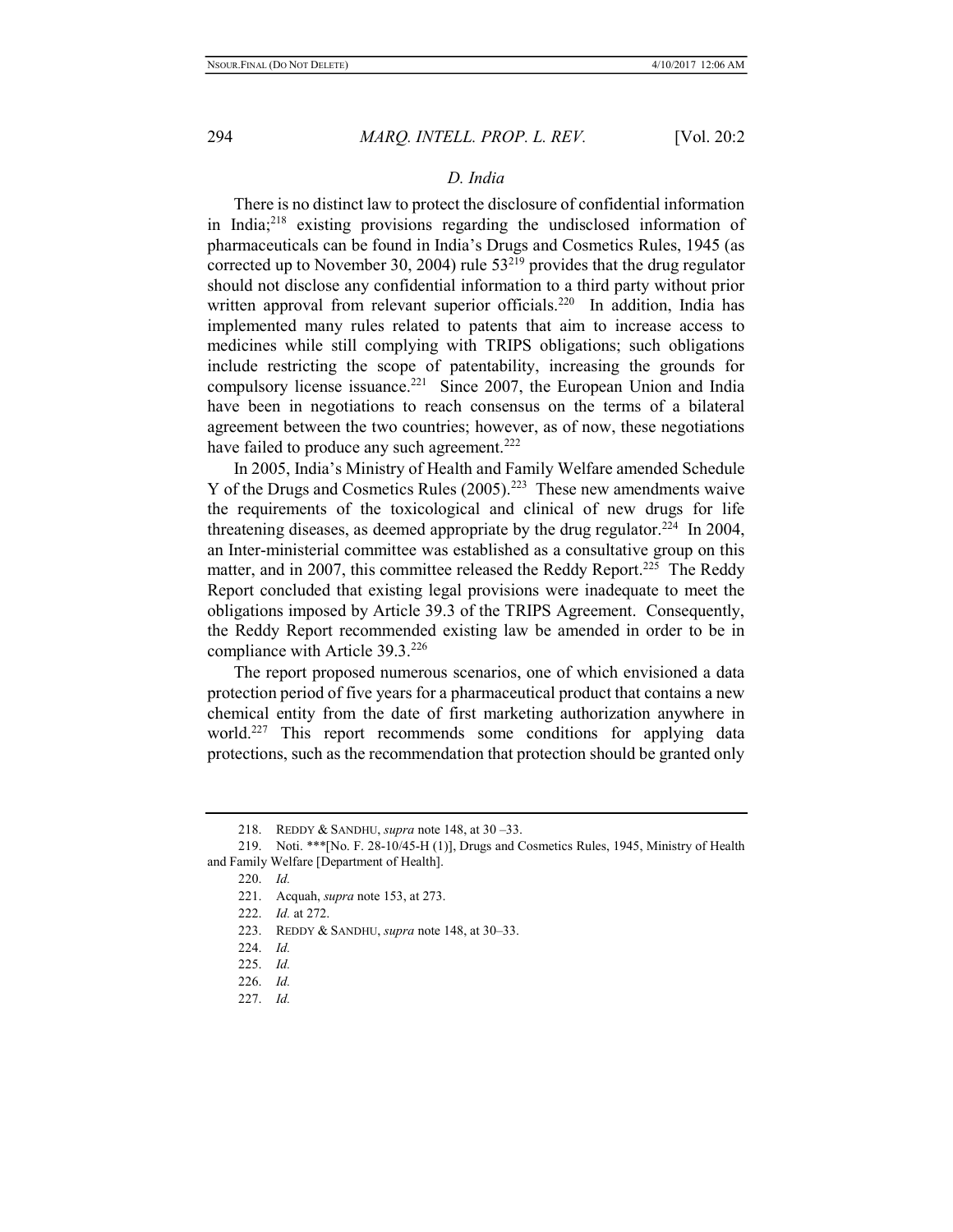### *D. India*

There is no distinct law to protect the disclosure of confidential information in India;[218] existing provisions regarding the undisclosed information of pharmaceuticals can be found in India's Drugs and Cosmetics Rules, 1945 (as corrected up to November 30, 2004) rule 53[219] provides that the drug regulator should not disclose any confidential information to a third party without prior written approval from relevant superior officials.[220] In addition, India has implemented many rules related to patents that aim to increase access to medicines while still complying with TRIPS obligations; such obligations include restricting the scope of patentability, increasing the grounds for compulsory license issuance.[221] Since 2007, the European Union and India have been in negotiations to reach consensus on the terms of a bilateral agreement between the two countries; however, as of now, these negotiations have failed to produce any such agreement.[222]

In 2005, India's Ministry of Health and Family Welfare amended Schedule Y of the Drugs and Cosmetics Rules (2005).[223] These new amendments waive the requirements of the toxicological and clinical of new drugs for life threatening diseases, as deemed appropriate by the drug regulator.[224] In 2004, an Inter-ministerial committee was established as a consultative group on this matter, and in 2007, this committee released the Reddy Report.[225] The Reddy Report concluded that existing legal provisions were inadequate to meet the obligations imposed by Article 39.3 of the TRIPS Agreement. Consequently, the Reddy Report recommended existing law be amended in order to be in compliance with Article 39.3.[226]

The report proposed numerous scenarios, one of which envisioned a data protection period of five years for a pharmaceutical product that contains a new chemical entity from the date of first marketing authorization anywhere in world.[227] This report recommends some conditions for applying data protections, such as the recommendation that protection should be granted only

---

218. REDDY & SANDHU, *supra* note 148, at 30 –33.

219. Noti. ***[No. F. 28-10/45-H (1)], Drugs and Cosmetics Rules, 1945, Ministry of Health and Family Welfare [Department of Health].

220. *Id.*

221. Acquah, *supra* note 153, at 273.

222. *Id.* at 272.

223. REDDY & SANDHU, *supra* note 148, at 30–33.

224. *Id.*

225. *Id.*

226. *Id.*

227. *Id.*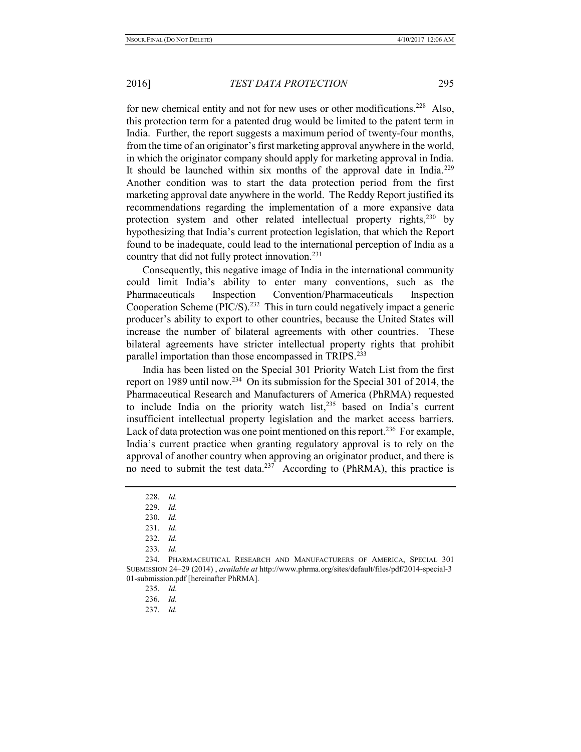for new chemical entity and not for new uses or other modifications.[228] Also, this protection term for a patented drug would be limited to the patent term in India. Further, the report suggests a maximum period of twenty-four months, from the time of an originator's first marketing approval anywhere in the world, in which the originator company should apply for marketing approval in India. It should be launched within six months of the approval date in India.[229] Another condition was to start the data protection period from the first marketing approval date anywhere in the world. The Reddy Report justified its recommendations regarding the implementation of a more expansive data protection system and other related intellectual property rights,[230] by hypothesizing that India's current protection legislation, that which the Report found to be inadequate, could lead to the international perception of India as a country that did not fully protect innovation.[231]

Consequently, this negative image of India in the international community could limit India's ability to enter many conventions, such as the Pharmaceuticals Inspection Convention/Pharmaceuticals Inspection Cooperation Scheme (PIC/S).[232] This in turn could negatively impact a generic producer's ability to export to other countries, because the United States will increase the number of bilateral agreements with other countries. These bilateral agreements have stricter intellectual property rights that prohibit parallel importation than those encompassed in TRIPS.[233]

India has been listed on the Special 301 Priority Watch List from the first report on 1989 until now.[234] On its submission for the Special 301 of 2014, the Pharmaceutical Research and Manufacturers of America (PhRMA) requested to include India on the priority watch list,[235] based on India's current insufficient intellectual property legislation and the market access barriers. Lack of data protection was one point mentioned on this report.[236] For example, India's current practice when granting regulatory approval is to rely on the approval of another country when approving an originator product, and there is no need to submit the test data.[237] According to (PhRMA), this practice is

---

228. *Id.*

229. *Id.*

230. *Id.*

231. *Id.*

232. *Id.*

233. *Id.*

234. PHARMACEUTICAL RESEARCH AND MANUFACTURERS OF AMERICA, SPECIAL 301 SUBMISSION 24–29 (2014) , *available at* http://www.phrma.org/sites/default/files/pdf/2014-special-301-submission.pdf [hereinafter PhRMA].

235. *Id.*

236. *Id.*

237. *Id.*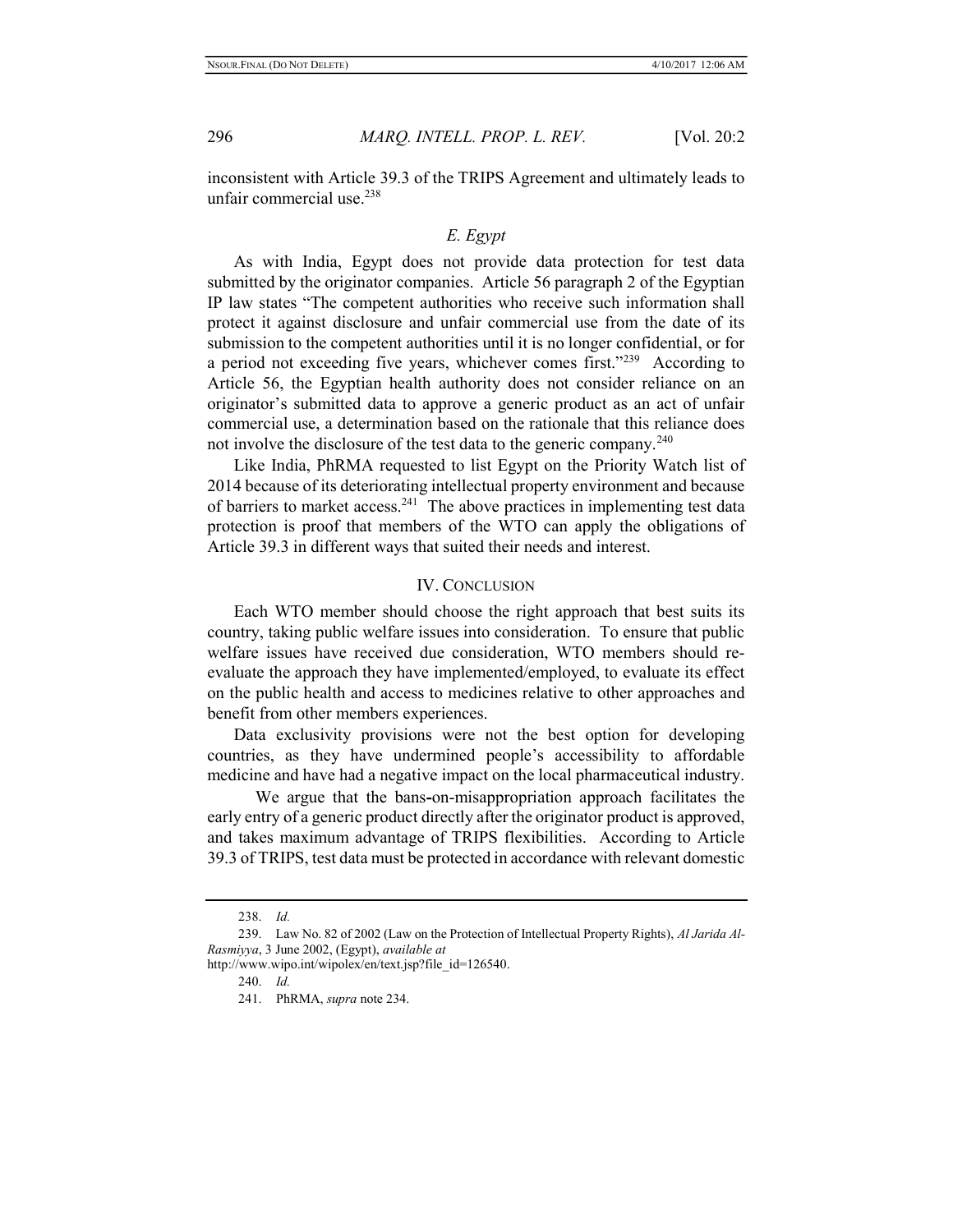inconsistent with Article 39.3 of the TRIPS Agreement and ultimately leads to unfair commercial use.[238]

### *E. Egypt*

As with India, Egypt does not provide data protection for test data submitted by the originator companies. Article 56 paragraph 2 of the Egyptian IP law states "The competent authorities who receive such information shall protect it against disclosure and unfair commercial use from the date of its submission to the competent authorities until it is no longer confidential, or for a period not exceeding five years, whichever comes first."[239] According to Article 56, the Egyptian health authority does not consider reliance on an originator's submitted data to approve a generic product as an act of unfair commercial use, a determination based on the rationale that this reliance does not involve the disclosure of the test data to the generic company.[240]

Like India, PhRMA requested to list Egypt on the Priority Watch list of 2014 because of its deteriorating intellectual property environment and because of barriers to market access.[241] The above practices in implementing test data protection is proof that members of the WTO can apply the obligations of Article 39.3 in different ways that suited their needs and interest.

## IV. CONCLUSION

Each WTO member should choose the right approach that best suits its country, taking public welfare issues into consideration. To ensure that public welfare issues have received due consideration, WTO members should re-evaluate the approach they have implemented/employed, to evaluate its effect on the public health and access to medicines relative to other approaches and benefit from other members experiences.

Data exclusivity provisions were not the best option for developing countries, as they have undermined people's accessibility to affordable medicine and have had a negative impact on the local pharmaceutical industry.

We argue that the bans-on-misappropriation approach facilitates the early entry of a generic product directly after the originator product is approved, and takes maximum advantage of TRIPS flexibilities. According to Article 39.3 of TRIPS, test data must be protected in accordance with relevant domestic

---

238. *Id.*

239. Law No. 82 of 2002 (Law on the Protection of Intellectual Property Rights), *Al Jarida Al-Rasmiyya*, 3 June 2002, (Egypt), *available at* http://www.wipo.int/wipolex/en/text.jsp?file_id=126540.

240. *Id.*

241. PhRMA, *supra* note 234.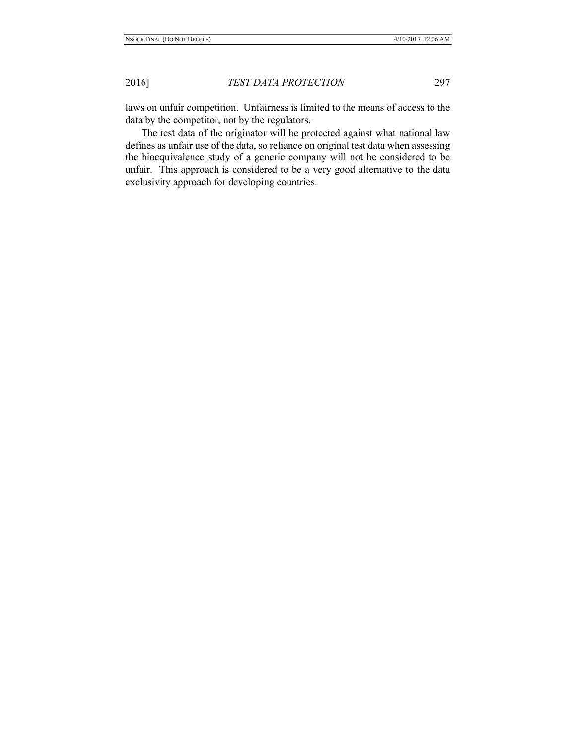laws on unfair competition. Unfairness is limited to the means of access to the data by the competitor, not by the regulators.

The test data of the originator will be protected against what national law defines as unfair use of the data, so reliance on original test data when assessing the bioequivalence study of a generic company will not be considered to be unfair. This approach is considered to be a very good alternative to the data exclusivity approach for developing countries.